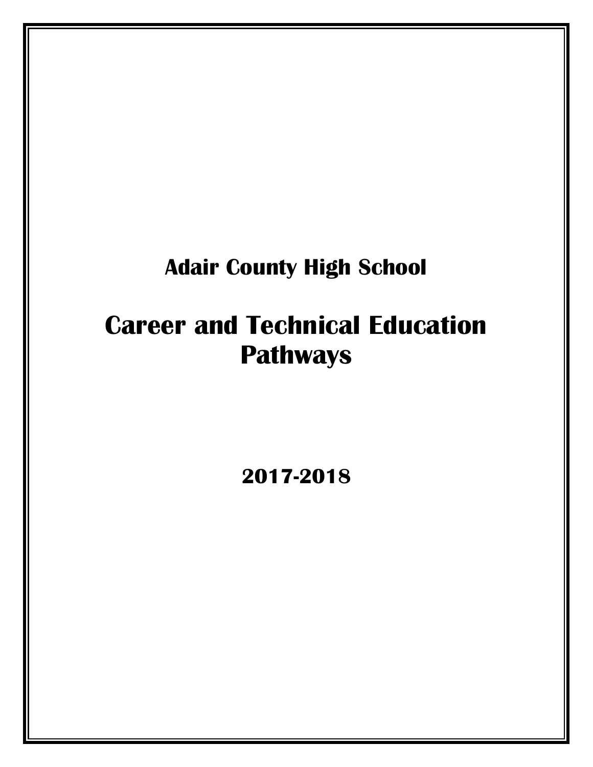# Adair County High School

# Career and Technical Education Pathways

## 2017-2018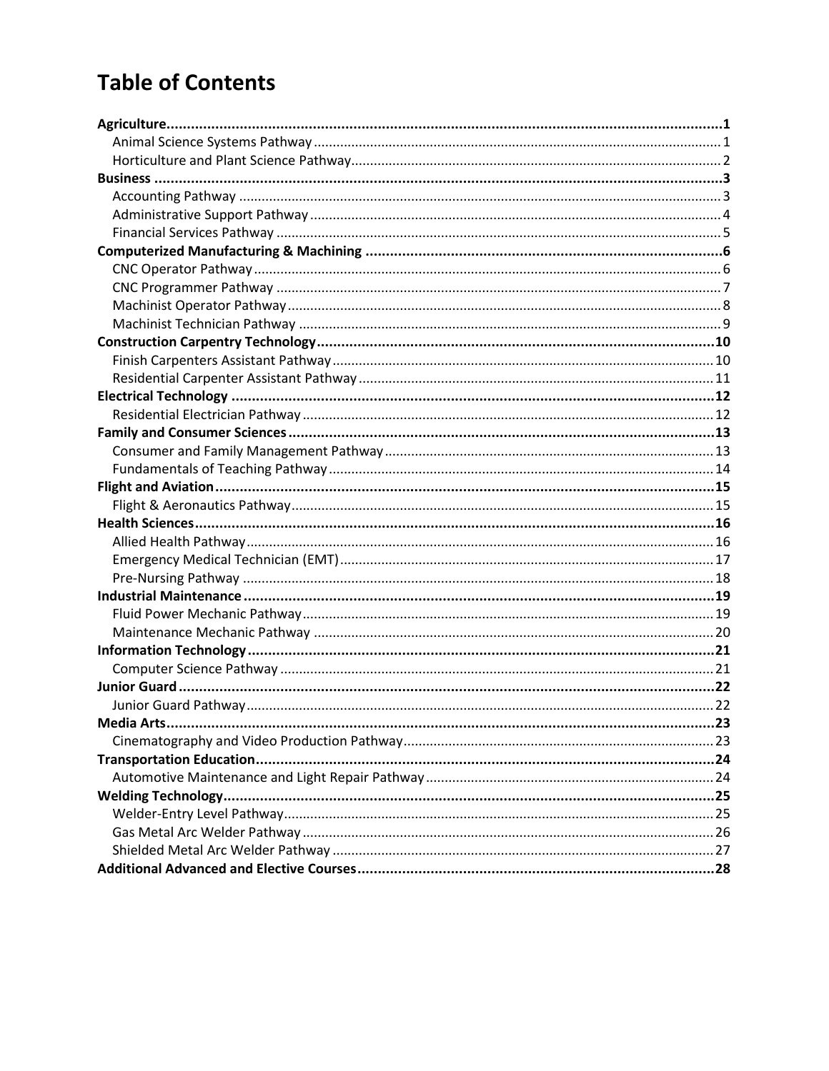# Table of Contents

**Agriculture** .......... **1**
- Animal Science Systems Pathway .......... 1
- Horticulture and Plant Science Pathway .......... 2

**Business** .......... **3**
- Accounting Pathway .......... 3
- Administrative Support Pathway .......... 4
- Financial Services Pathway .......... 5

**Computerized Manufacturing & Machining** .......... **6**
- CNC Operator Pathway .......... 6
- CNC Programmer Pathway .......... 7
- Machinist Operator Pathway .......... 8
- Machinist Technician Pathway .......... 9

**Construction Carpentry Technology** .......... **10**
- Finish Carpenters Assistant Pathway .......... 10
- Residential Carpenter Assistant Pathway .......... 11

**Electrical Technology** .......... **12**
- Residential Electrician Pathway .......... 12

**Family and Consumer Sciences** .......... **13**
- Consumer and Family Management Pathway .......... 13
- Fundamentals of Teaching Pathway .......... 14

**Flight and Aviation** .......... **15**
- Flight & Aeronautics Pathway .......... 15

**Health Sciences** .......... **16**
- Allied Health Pathway .......... 16
- Emergency Medical Technician (EMT) .......... 17
- Pre-Nursing Pathway .......... 18

**Industrial Maintenance** .......... **19**
- Fluid Power Mechanic Pathway .......... 19
- Maintenance Mechanic Pathway .......... 20

**Information Technology** .......... **21**
- Computer Science Pathway .......... 21

**Junior Guard** .......... **22**
- Junior Guard Pathway .......... 22

**Media Arts** .......... **23**
- Cinematography and Video Production Pathway .......... 23

**Transportation Education** .......... **24**
- Automotive Maintenance and Light Repair Pathway .......... 24

**Welding Technology** .......... **25**
- Welder-Entry Level Pathway .......... 25
- Gas Metal Arc Welder Pathway .......... 26
- Shielded Metal Arc Welder Pathway .......... 27

**Additional Advanced and Elective Courses** .......... **28**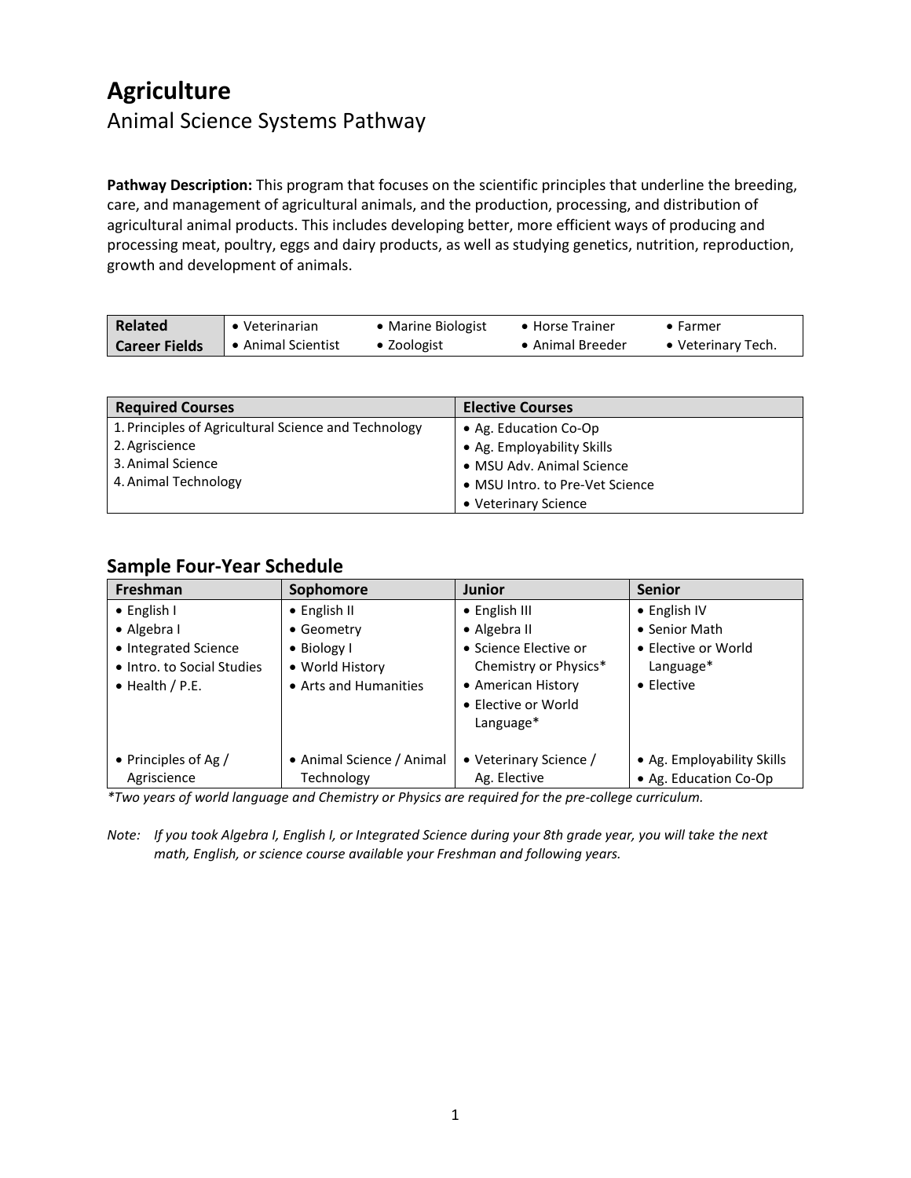# Agriculture

## Animal Science Systems Pathway

**Pathway Description:** This program that focuses on the scientific principles that underline the breeding, care, and management of agricultural animals, and the production, processing, and distribution of agricultural animal products. This includes developing better, more efficient ways of producing and processing meat, poultry, eggs and dairy products, as well as studying genetics, nutrition, reproduction, growth and development of animals.

| **Related Career Fields** | | | | |
|---|---|---|---|---|
| | • Veterinarian | • Marine Biologist | • Horse Trainer | • Farmer |
| | • Animal Scientist | • Zoologist | • Animal Breeder | • Veterinary Tech. |

| Required Courses | Elective Courses |
|---|---|
| 1. Principles of Agricultural Science and Technology | • Ag. Education Co-Op |
| 2. Agriscience | • Ag. Employability Skills |
| 3. Animal Science | • MSU Adv. Animal Science |
| 4. Animal Technology | • MSU Intro. to Pre-Vet Science |
| | • Veterinary Science |

### Sample Four-Year Schedule

| Freshman | Sophomore | Junior | Senior |
|---|---|---|---|
| • English I<br>• Algebra I<br>• Integrated Science<br>• Intro. to Social Studies<br>• Health / P.E. | • English II<br>• Geometry<br>• Biology I<br>• World History<br>• Arts and Humanities | • English III<br>• Algebra II<br>• Science Elective or Chemistry or Physics*<br>• American History<br>• Elective or World Language* | • English IV<br>• Senior Math<br>• Elective or World Language*<br>• Elective |
| • Principles of Ag / Agriscience | • Animal Science / Animal Technology | • Veterinary Science / Ag. Elective | • Ag. Employability Skills<br>• Ag. Education Co-Op |

*\*Two years of world language and Chemistry or Physics are required for the pre-college curriculum.*

*Note: If you took Algebra I, English I, or Integrated Science during your 8th grade year, you will take the next math, English, or science course available your Freshman and following years.*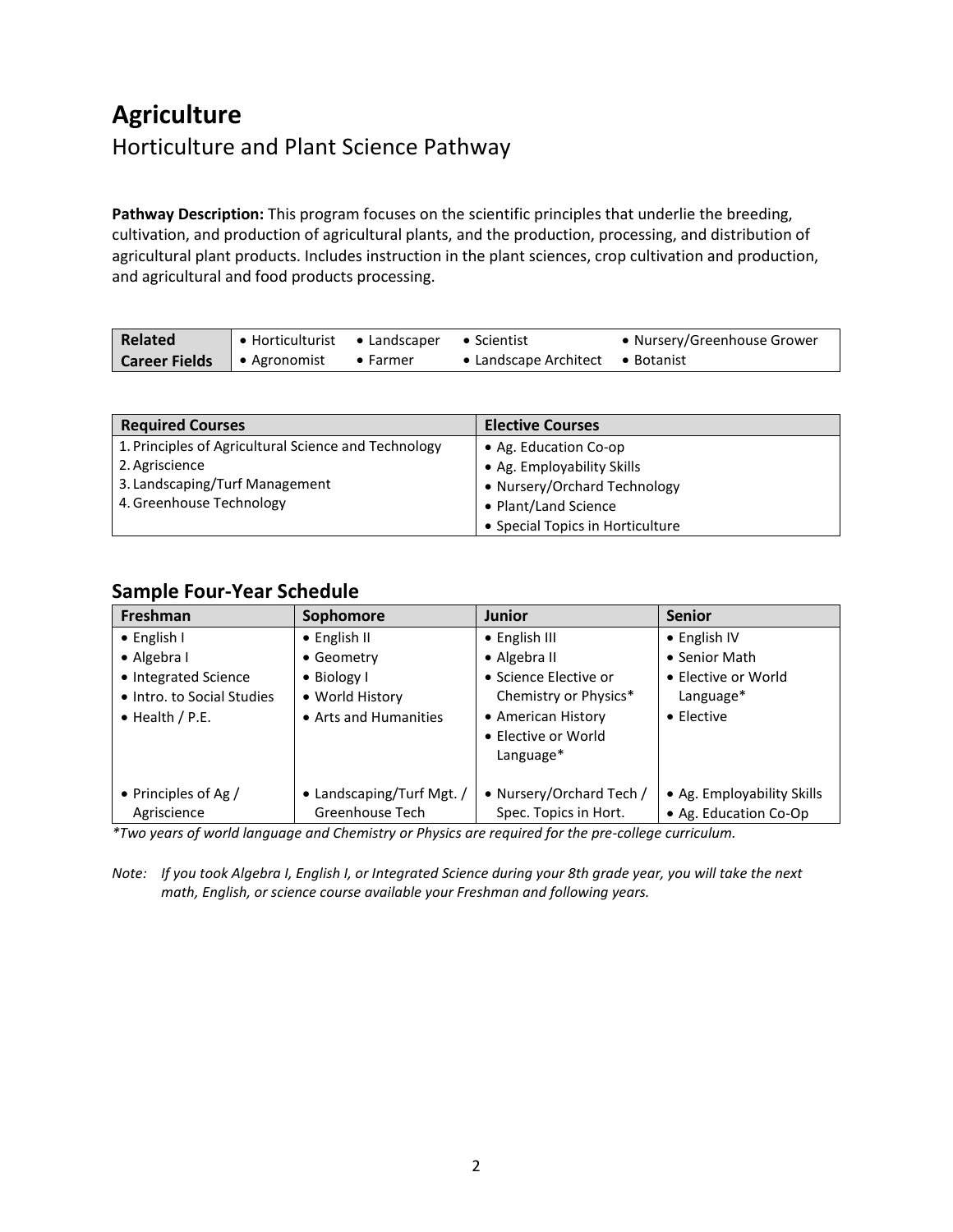# Agriculture

## Horticulture and Plant Science Pathway

**Pathway Description:** This program focuses on the scientific principles that underlie the breeding, cultivation, and production of agricultural plants, and the production, processing, and distribution of agricultural plant products. Includes instruction in the plant sciences, crop cultivation and production, and agricultural and food products processing.

| Related Career Fields | | | | |
|---|---|---|---|---|
| | • Horticulturist | • Landscaper | • Scientist | • Nursery/Greenhouse Grower |
| | • Agronomist | • Farmer | • Landscape Architect | • Botanist |

| Required Courses | Elective Courses |
|---|---|
| 1. Principles of Agricultural Science and Technology<br>2. Agriscience<br>3. Landscaping/Turf Management<br>4. Greenhouse Technology | • Ag. Education Co-op<br>• Ag. Employability Skills<br>• Nursery/Orchard Technology<br>• Plant/Land Science<br>• Special Topics in Horticulture |

### Sample Four-Year Schedule

| Freshman | Sophomore | Junior | Senior |
|---|---|---|---|
| • English I<br>• Algebra I<br>• Integrated Science<br>• Intro. to Social Studies<br>• Health / P.E. | • English II<br>• Geometry<br>• Biology I<br>• World History<br>• Arts and Humanities | • English III<br>• Algebra II<br>• Science Elective or Chemistry or Physics*<br>• American History<br>• Elective or World Language* | • English IV<br>• Senior Math<br>• Elective or World Language*<br>• Elective |
| • Principles of Ag / Agriscience | • Landscaping/Turf Mgt. / Greenhouse Tech | • Nursery/Orchard Tech / Spec. Topics in Hort. | • Ag. Employability Skills<br>• Ag. Education Co-Op |

*\*Two years of world language and Chemistry or Physics are required for the pre-college curriculum.*

*Note: If you took Algebra I, English I, or Integrated Science during your 8th grade year, you will take the next math, English, or science course available your Freshman and following years.*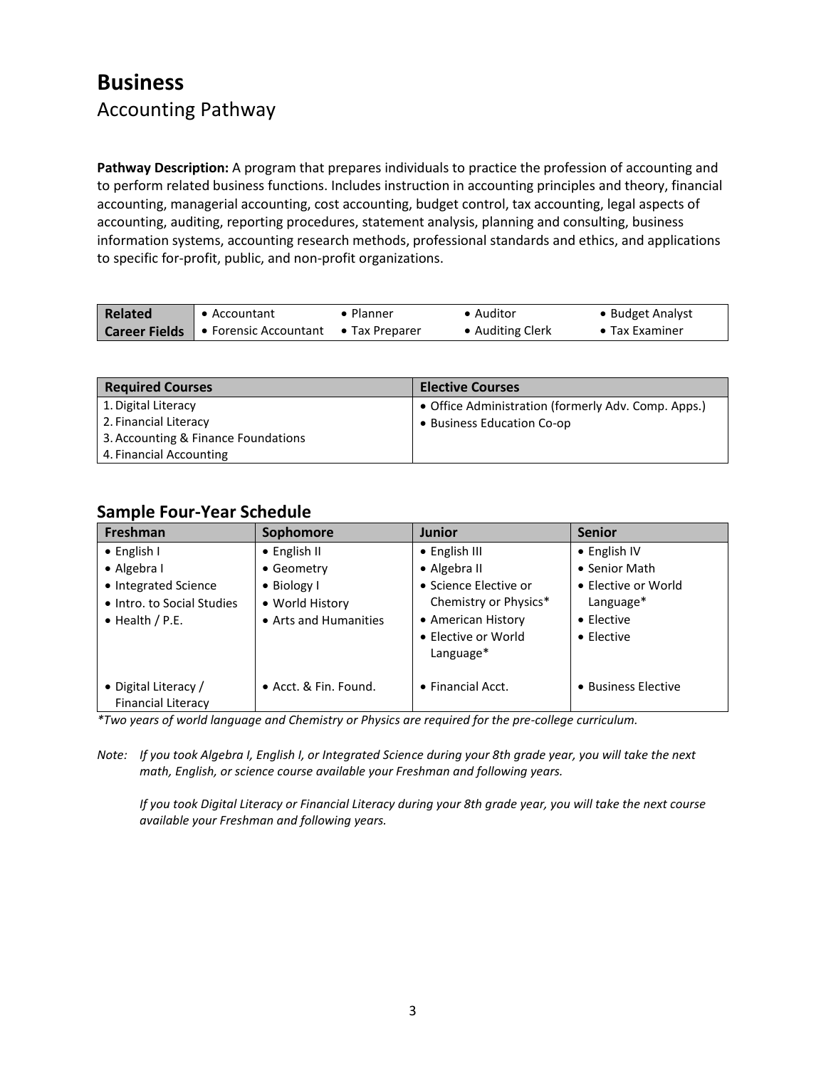# Business

## Accounting Pathway

**Pathway Description:** A program that prepares individuals to practice the profession of accounting and to perform related business functions. Includes instruction in accounting principles and theory, financial accounting, managerial accounting, cost accounting, budget control, tax accounting, legal aspects of accounting, auditing, reporting procedures, statement analysis, planning and consulting, business information systems, accounting research methods, professional standards and ethics, and applications to specific for-profit, public, and non-profit organizations.

| Related Career Fields | | | | |
|---|---|---|---|---|
| | • Accountant | • Planner | • Auditor | • Budget Analyst |
| | • Forensic Accountant | • Tax Preparer | • Auditing Clerk | • Tax Examiner |

| Required Courses | Elective Courses |
|---|---|
| 1. Digital Literacy | • Office Administration (formerly Adv. Comp. Apps.) |
| 2. Financial Literacy | • Business Education Co-op |
| 3. Accounting & Finance Foundations | |
| 4. Financial Accounting | |

### Sample Four-Year Schedule

| Freshman | Sophomore | Junior | Senior |
|---|---|---|---|
| • English I | • English II | • English III | • English IV |
| • Algebra I | • Geometry | • Algebra II | • Senior Math |
| • Integrated Science | • Biology I | • Science Elective or Chemistry or Physics* | • Elective or World Language* |
| • Intro. to Social Studies | • World History | • American History | • Elective |
| • Health / P.E. | • Arts and Humanities | • Elective or World Language* | • Elective |
| • Digital Literacy / Financial Literacy | • Acct. & Fin. Found. | • Financial Acct. | • Business Elective |

*\*Two years of world language and Chemistry or Physics are required for the pre-college curriculum.*

Note: *If you took Algebra I, English I, or Integrated Science during your 8th grade year, you will take the next math, English, or science course available your Freshman and following years.*

*If you took Digital Literacy or Financial Literacy during your 8th grade year, you will take the next course available your Freshman and following years.*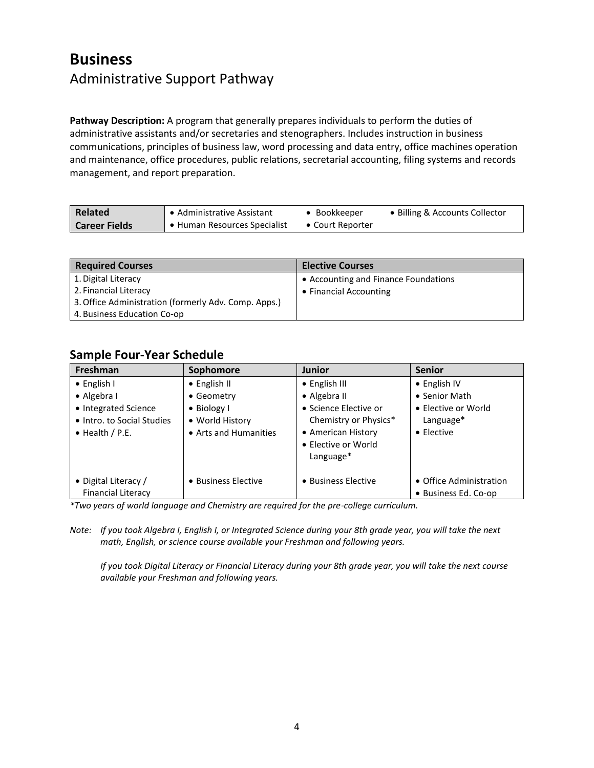# Business

## Administrative Support Pathway

**Pathway Description:** A program that generally prepares individuals to perform the duties of administrative assistants and/or secretaries and stenographers. Includes instruction in business communications, principles of business law, word processing and data entry, office machines operation and maintenance, office procedures, public relations, secretarial accounting, filing systems and records management, and report preparation.

| **Related Career Fields** | | | |
|---|---|---|---|
| | • Administrative Assistant<br>• Human Resources Specialist | • Bookkeeper<br>• Court Reporter | • Billing & Accounts Collector |

| Required Courses | Elective Courses |
|---|---|
| 1. Digital Literacy<br>2. Financial Literacy<br>3. Office Administration (formerly Adv. Comp. Apps.)<br>4. Business Education Co-op | • Accounting and Finance Foundations<br>• Financial Accounting |

### Sample Four-Year Schedule

| Freshman | Sophomore | Junior | Senior |
|---|---|---|---|
| • English I<br>• Algebra I<br>• Integrated Science<br>• Intro. to Social Studies<br>• Health / P.E. | • English II<br>• Geometry<br>• Biology I<br>• World History<br>• Arts and Humanities | • English III<br>• Algebra II<br>• Science Elective or Chemistry or Physics*<br>• American History<br>• Elective or World Language* | • English IV<br>• Senior Math<br>• Elective or World Language*<br>• Elective |
| • Digital Literacy / Financial Literacy | • Business Elective | • Business Elective | • Office Administration<br>• Business Ed. Co-op |

*\*Two years of world language and Chemistry are required for the pre-college curriculum.*

*Note: If you took Algebra I, English I, or Integrated Science during your 8th grade year, you will take the next math, English, or science course available your Freshman and following years.*

*If you took Digital Literacy or Financial Literacy during your 8th grade year, you will take the next course available your Freshman and following years.*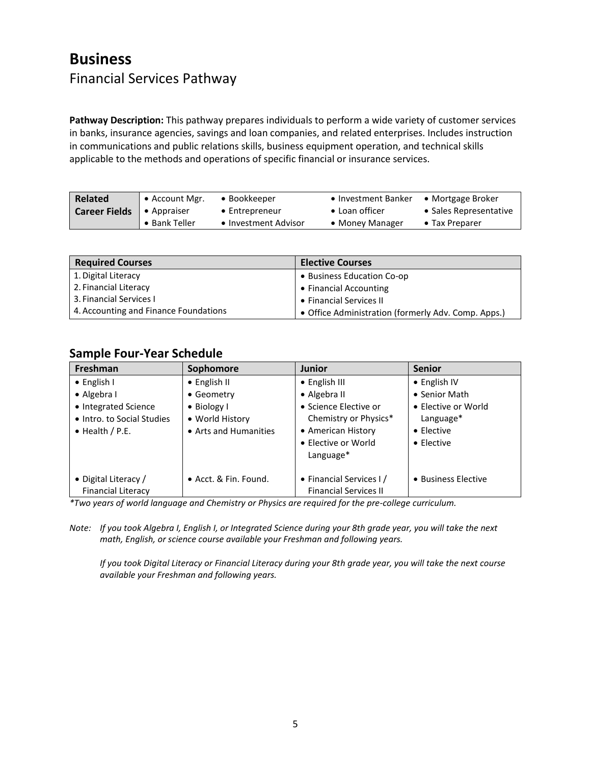# Business

## Financial Services Pathway

**Pathway Description:** This pathway prepares individuals to perform a wide variety of customer services in banks, insurance agencies, savings and loan companies, and related enterprises. Includes instruction in communications and public relations skills, business equipment operation, and technical skills applicable to the methods and operations of specific financial or insurance services.

| **Related Career Fields** | | | | |
|---|---|---|---|---|
| | • Account Mgr. | • Bookkeeper | • Investment Banker | • Mortgage Broker |
| | • Appraiser | • Entrepreneur | • Loan officer | • Sales Representative |
| | • Bank Teller | • Investment Advisor | • Money Manager | • Tax Preparer |

| Required Courses | Elective Courses |
|---|---|
| 1. Digital Literacy | • Business Education Co-op |
| 2. Financial Literacy | • Financial Accounting |
| 3. Financial Services I | • Financial Services II |
| 4. Accounting and Finance Foundations | • Office Administration (formerly Adv. Comp. Apps.) |

## Sample Four-Year Schedule

| Freshman | Sophomore | Junior | Senior |
|---|---|---|---|
| • English I<br>• Algebra I<br>• Integrated Science<br>• Intro. to Social Studies<br>• Health / P.E. | • English II<br>• Geometry<br>• Biology I<br>• World History<br>• Arts and Humanities | • English III<br>• Algebra II<br>• Science Elective or Chemistry or Physics*<br>• American History<br>• Elective or World Language* | • English IV<br>• Senior Math<br>• Elective or World Language*<br>• Elective<br>• Elective |
| • Digital Literacy / Financial Literacy | • Acct. & Fin. Found. | • Financial Services I / Financial Services II | • Business Elective |

*\*Two years of world language and Chemistry or Physics are required for the pre-college curriculum.*

*Note: If you took Algebra I, English I, or Integrated Science during your 8th grade year, you will take the next math, English, or science course available your Freshman and following years.*

*If you took Digital Literacy or Financial Literacy during your 8th grade year, you will take the next course available your Freshman and following years.*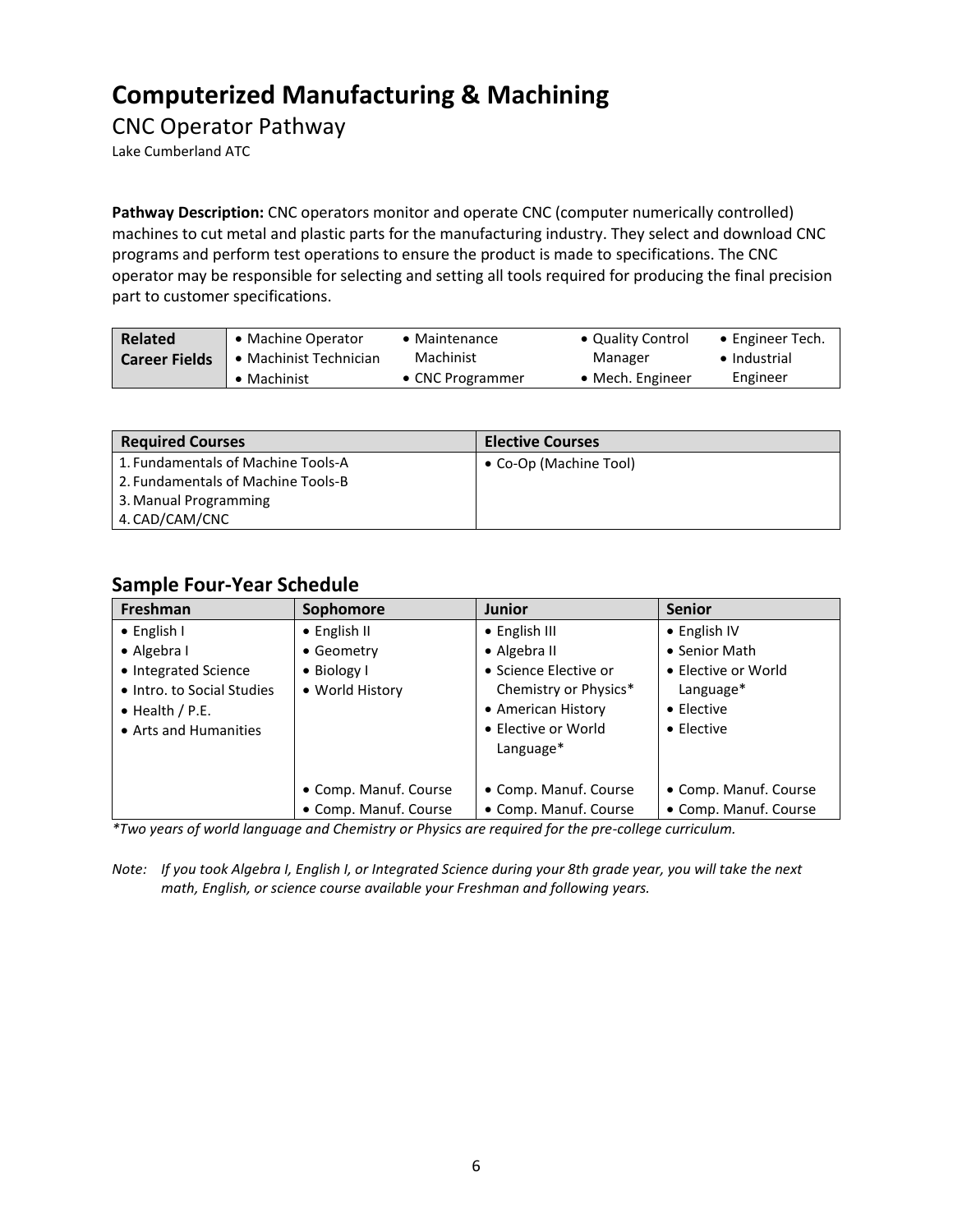# Computerized Manufacturing & Machining

## CNC Operator Pathway

Lake Cumberland ATC

**Pathway Description:** CNC operators monitor and operate CNC (computer numerically controlled) machines to cut metal and plastic parts for the manufacturing industry. They select and download CNC programs and perform test operations to ensure the product is made to specifications. The CNC operator may be responsible for selecting and setting all tools required for producing the final precision part to customer specifications.

| **Related Career Fields** | • Machine Operator<br>• Machinist Technician<br>• Machinist | • Maintenance Machinist<br>• CNC Programmer | • Quality Control Manager<br>• Mech. Engineer | • Engineer Tech.<br>• Industrial Engineer |
|---|---|---|---|---|

| Required Courses | Elective Courses |
|---|---|
| 1. Fundamentals of Machine Tools-A<br>2. Fundamentals of Machine Tools-B<br>3. Manual Programming<br>4. CAD/CAM/CNC | • Co-Op (Machine Tool) |

## Sample Four-Year Schedule

| Freshman | Sophomore | Junior | Senior |
|---|---|---|---|
| • English I<br>• Algebra I<br>• Integrated Science<br>• Intro. to Social Studies<br>• Health / P.E.<br>• Arts and Humanities | • English II<br>• Geometry<br>• Biology I<br>• World History | • English III<br>• Algebra II<br>• Science Elective or Chemistry or Physics*<br>• American History<br>• Elective or World Language* | • English IV<br>• Senior Math<br>• Elective or World Language*<br>• Elective<br>• Elective |
| | • Comp. Manuf. Course<br>• Comp. Manuf. Course | • Comp. Manuf. Course<br>• Comp. Manuf. Course | • Comp. Manuf. Course<br>• Comp. Manuf. Course |

*\*Two years of world language and Chemistry or Physics are required for the pre-college curriculum.*

*Note: If you took Algebra I, English I, or Integrated Science during your 8th grade year, you will take the next math, English, or science course available your Freshman and following years.*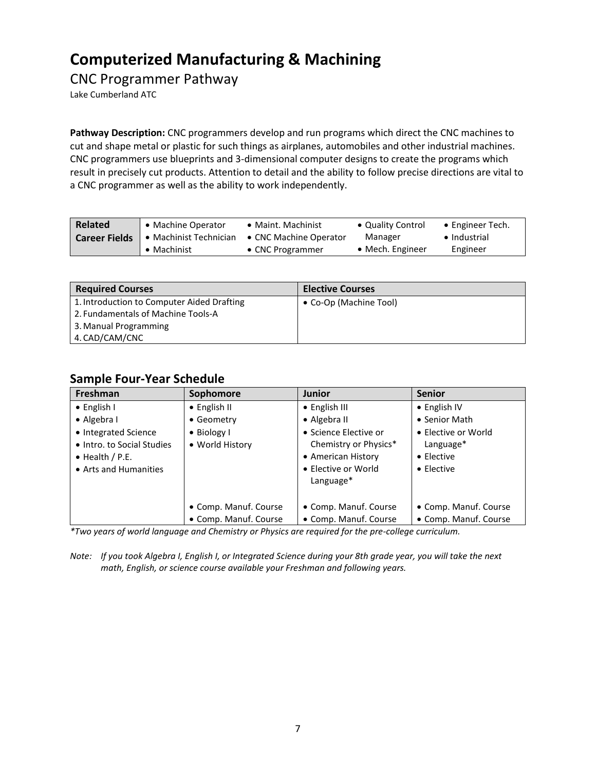# Computerized Manufacturing & Machining

## CNC Programmer Pathway

Lake Cumberland ATC

**Pathway Description:** CNC programmers develop and run programs which direct the CNC machines to cut and shape metal or plastic for such things as airplanes, automobiles and other industrial machines. CNC programmers use blueprints and 3-dimensional computer designs to create the programs which result in precisely cut products. Attention to detail and the ability to follow precise directions are vital to a CNC programmer as well as the ability to work independently.

| **Related Career Fields** | | | | |
|---|---|---|---|---|
| | • Machine Operator<br>• Machinist Technician<br>• Machinist | • Maint. Machinist<br>• CNC Machine Operator<br>• CNC Programmer | • Quality Control Manager<br>• Mech. Engineer | • Engineer Tech.<br>• Industrial Engineer |

| Required Courses | Elective Courses |
|---|---|
| 1. Introduction to Computer Aided Drafting<br>2. Fundamentals of Machine Tools-A<br>3. Manual Programming<br>4. CAD/CAM/CNC | • Co-Op (Machine Tool) |

## Sample Four-Year Schedule

| Freshman | Sophomore | Junior | Senior |
|---|---|---|---|
| • English I<br>• Algebra I<br>• Integrated Science<br>• Intro. to Social Studies<br>• Health / P.E.<br>• Arts and Humanities | • English II<br>• Geometry<br>• Biology I<br>• World History | • English III<br>• Algebra II<br>• Science Elective or Chemistry or Physics*<br>• American History<br>• Elective or World Language* | • English IV<br>• Senior Math<br>• Elective or World Language*<br>• Elective<br>• Elective |
| | • Comp. Manuf. Course<br>• Comp. Manuf. Course | • Comp. Manuf. Course<br>• Comp. Manuf. Course | • Comp. Manuf. Course<br>• Comp. Manuf. Course |

*\*Two years of world language and Chemistry or Physics are required for the pre-college curriculum.*

*Note: If you took Algebra I, English I, or Integrated Science during your 8th grade year, you will take the next math, English, or science course available your Freshman and following years.*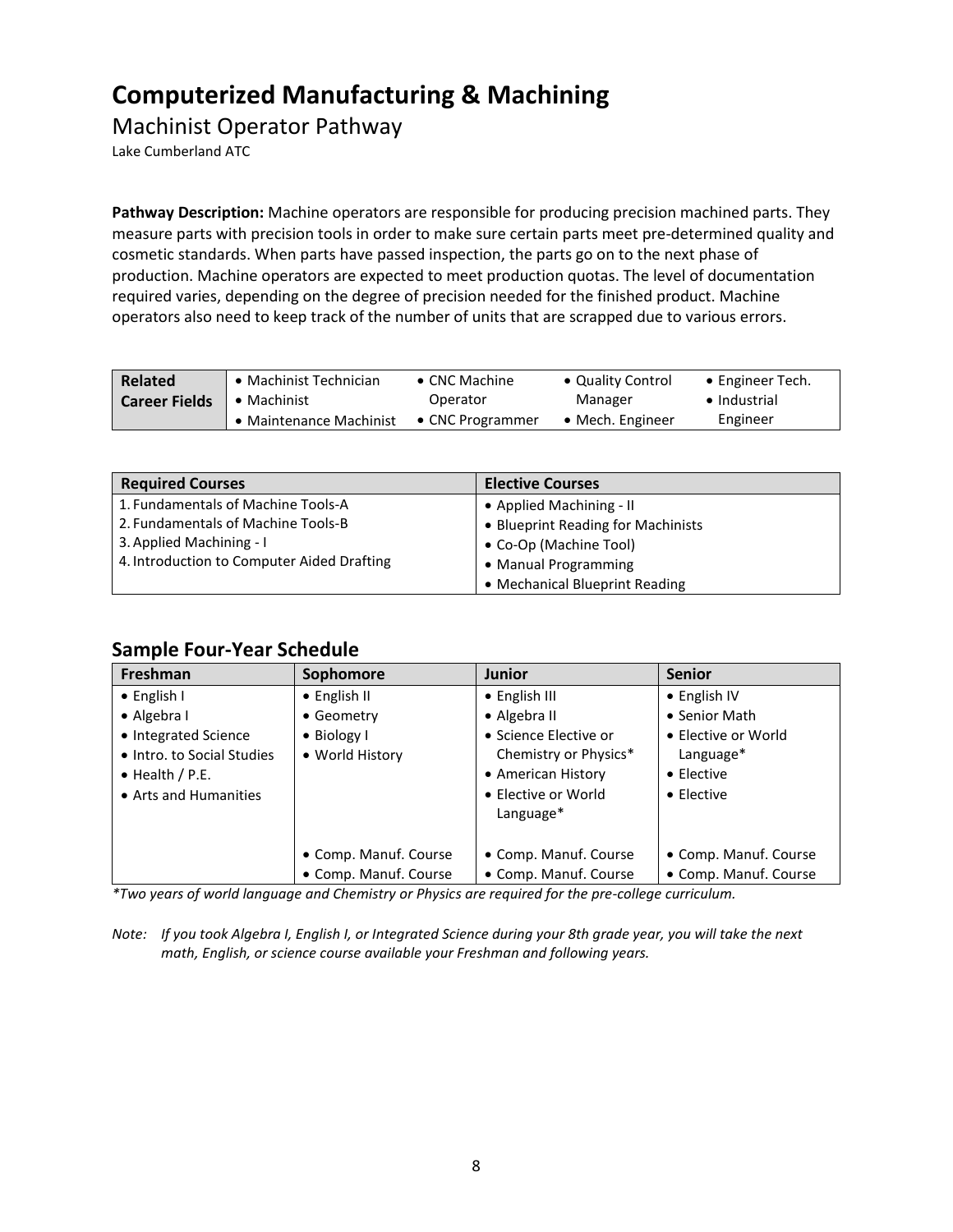# Computerized Manufacturing & Machining

## Machinist Operator Pathway

Lake Cumberland ATC

**Pathway Description:** Machine operators are responsible for producing precision machined parts. They measure parts with precision tools in order to make sure certain parts meet pre-determined quality and cosmetic standards. When parts have passed inspection, the parts go on to the next phase of production. Machine operators are expected to meet production quotas. The level of documentation required varies, depending on the degree of precision needed for the finished product. Machine operators also need to keep track of the number of units that are scrapped due to various errors.

| **Related Career Fields** | • Machinist Technician<br>• Machinist<br>• Maintenance Machinist | • CNC Machine Operator<br>• CNC Programmer | • Quality Control Manager<br>• Mech. Engineer | • Engineer Tech.<br>• Industrial Engineer |
|---|---|---|---|---|

| Required Courses | Elective Courses |
|---|---|
| 1. Fundamentals of Machine Tools-A<br>2. Fundamentals of Machine Tools-B<br>3. Applied Machining - I<br>4. Introduction to Computer Aided Drafting | • Applied Machining - II<br>• Blueprint Reading for Machinists<br>• Co-Op (Machine Tool)<br>• Manual Programming<br>• Mechanical Blueprint Reading |

## Sample Four-Year Schedule

| Freshman | Sophomore | Junior | Senior |
|---|---|---|---|
| • English I<br>• Algebra I<br>• Integrated Science<br>• Intro. to Social Studies<br>• Health / P.E.<br>• Arts and Humanities | • English II<br>• Geometry<br>• Biology I<br>• World History | • English III<br>• Algebra II<br>• Science Elective or Chemistry or Physics*<br>• American History<br>• Elective or World Language* | • English IV<br>• Senior Math<br>• Elective or World Language*<br>• Elective<br>• Elective |
| | • Comp. Manuf. Course<br>• Comp. Manuf. Course | • Comp. Manuf. Course<br>• Comp. Manuf. Course | • Comp. Manuf. Course<br>• Comp. Manuf. Course |

*\*Two years of world language and Chemistry or Physics are required for the pre-college curriculum.*

*Note: If you took Algebra I, English I, or Integrated Science during your 8th grade year, you will take the next math, English, or science course available your Freshman and following years.*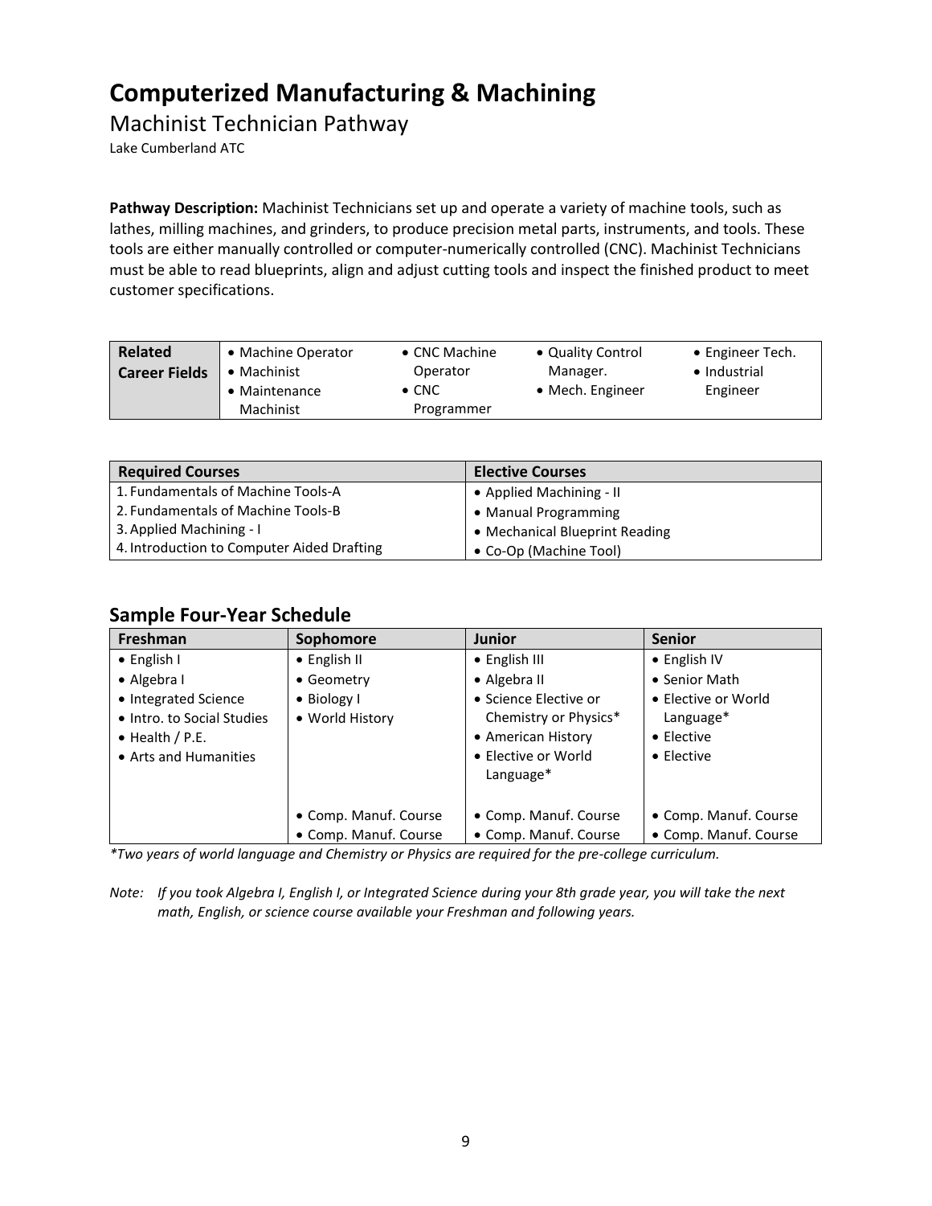# Computerized Manufacturing & Machining

## Machinist Technician Pathway

Lake Cumberland ATC

**Pathway Description:** Machinist Technicians set up and operate a variety of machine tools, such as lathes, milling machines, and grinders, to produce precision metal parts, instruments, and tools. These tools are either manually controlled or computer-numerically controlled (CNC). Machinist Technicians must be able to read blueprints, align and adjust cutting tools and inspect the finished product to meet customer specifications.

| **Related Career Fields** | • Machine Operator<br>• Machinist<br>• Maintenance Machinist | • CNC Machine Operator<br>• CNC Programmer | • Quality Control Manager.<br>• Mech. Engineer | • Engineer Tech.<br>• Industrial Engineer |
|---|---|---|---|---|

| Required Courses | Elective Courses |
|---|---|
| 1. Fundamentals of Machine Tools-A | • Applied Machining - II |
| 2. Fundamentals of Machine Tools-B | • Manual Programming |
| 3. Applied Machining - I | • Mechanical Blueprint Reading |
| 4. Introduction to Computer Aided Drafting | • Co-Op (Machine Tool) |

## Sample Four-Year Schedule

| Freshman | Sophomore | Junior | Senior |
|---|---|---|---|
| • English I<br>• Algebra I<br>• Integrated Science<br>• Intro. to Social Studies<br>• Health / P.E.<br>• Arts and Humanities | • English II<br>• Geometry<br>• Biology I<br>• World History | • English III<br>• Algebra II<br>• Science Elective or Chemistry or Physics*<br>• American History<br>• Elective or World Language* | • English IV<br>• Senior Math<br>• Elective or World Language*<br>• Elective<br>• Elective |
| | • Comp. Manuf. Course<br>• Comp. Manuf. Course | • Comp. Manuf. Course<br>• Comp. Manuf. Course | • Comp. Manuf. Course<br>• Comp. Manuf. Course |

*\*Two years of world language and Chemistry or Physics are required for the pre-college curriculum.*

*Note: If you took Algebra I, English I, or Integrated Science during your 8th grade year, you will take the next math, English, or science course available your Freshman and following years.*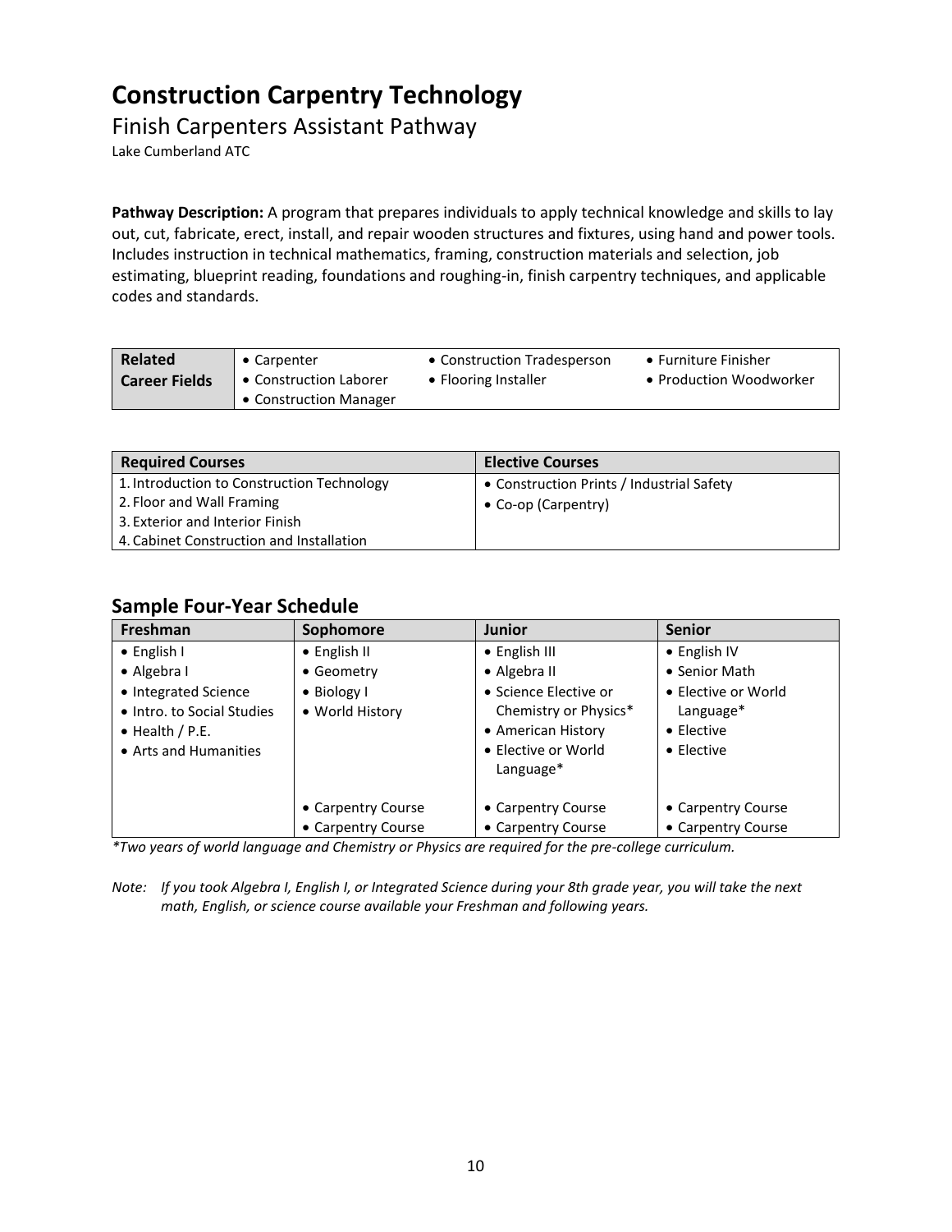# Construction Carpentry Technology

## Finish Carpenters Assistant Pathway

Lake Cumberland ATC

**Pathway Description:** A program that prepares individuals to apply technical knowledge and skills to lay out, cut, fabricate, erect, install, and repair wooden structures and fixtures, using hand and power tools. Includes instruction in technical mathematics, framing, construction materials and selection, job estimating, blueprint reading, foundations and roughing-in, finish carpentry techniques, and applicable codes and standards.

| **Related Career Fields** | • Carpenter<br>• Construction Laborer<br>• Construction Manager | • Construction Tradesperson<br>• Flooring Installer | • Furniture Finisher<br>• Production Woodworker |
|---|---|---|---|

| Required Courses | Elective Courses |
|---|---|
| 1. Introduction to Construction Technology<br>2. Floor and Wall Framing<br>3. Exterior and Interior Finish<br>4. Cabinet Construction and Installation | • Construction Prints / Industrial Safety<br>• Co-op (Carpentry) |

## Sample Four-Year Schedule

| Freshman | Sophomore | Junior | Senior |
|---|---|---|---|
| • English I<br>• Algebra I<br>• Integrated Science<br>• Intro. to Social Studies<br>• Health / P.E.<br>• Arts and Humanities | • English II<br>• Geometry<br>• Biology I<br>• World History<br><br>• Carpentry Course<br>• Carpentry Course | • English III<br>• Algebra II<br>• Science Elective or Chemistry or Physics*<br>• American History<br>• Elective or World Language*<br><br>• Carpentry Course<br>• Carpentry Course | • English IV<br>• Senior Math<br>• Elective or World Language*<br>• Elective<br>• Elective<br><br>• Carpentry Course<br>• Carpentry Course |

*\*Two years of world language and Chemistry or Physics are required for the pre-college curriculum.*

*Note: If you took Algebra I, English I, or Integrated Science during your 8th grade year, you will take the next math, English, or science course available your Freshman and following years.*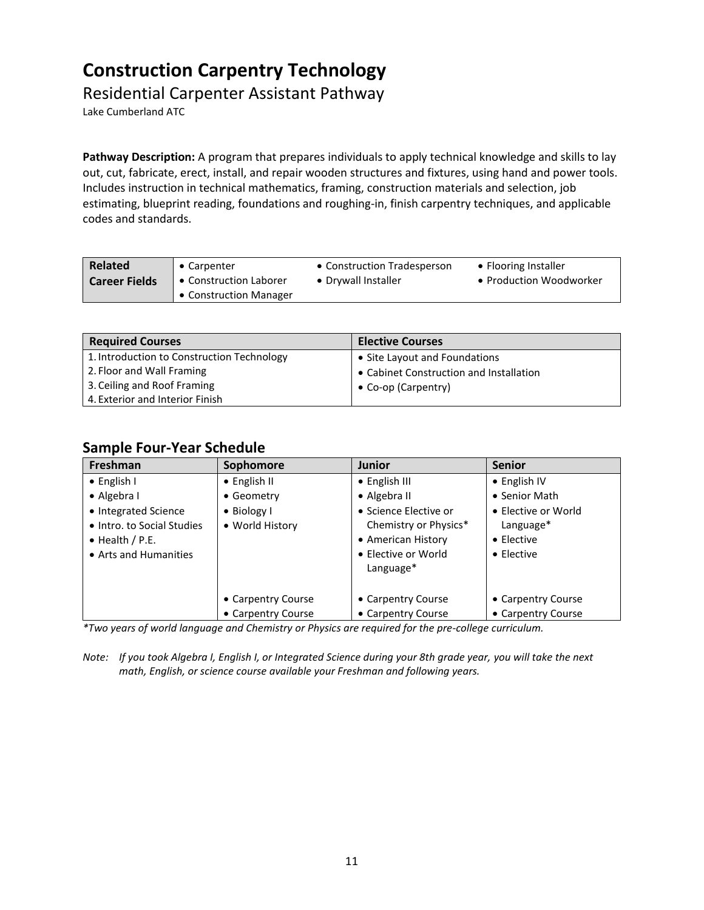# Construction Carpentry Technology

## Residential Carpenter Assistant Pathway

Lake Cumberland ATC

**Pathway Description:** A program that prepares individuals to apply technical knowledge and skills to lay out, cut, fabricate, erect, install, and repair wooden structures and fixtures, using hand and power tools. Includes instruction in technical mathematics, framing, construction materials and selection, job estimating, blueprint reading, foundations and roughing-in, finish carpentry techniques, and applicable codes and standards.

| **Related Career Fields** | • Carpenter<br>• Construction Laborer<br>• Construction Manager | • Construction Tradesperson<br>• Drywall Installer | • Flooring Installer<br>• Production Woodworker |
|---|---|---|---|

| Required Courses | Elective Courses |
|---|---|
| 1. Introduction to Construction Technology<br>2. Floor and Wall Framing<br>3. Ceiling and Roof Framing<br>4. Exterior and Interior Finish | • Site Layout and Foundations<br>• Cabinet Construction and Installation<br>• Co-op (Carpentry) |

## Sample Four-Year Schedule

| Freshman | Sophomore | Junior | Senior |
|---|---|---|---|
| • English I<br>• Algebra I<br>• Integrated Science<br>• Intro. to Social Studies<br>• Health / P.E.<br>• Arts and Humanities | • English II<br>• Geometry<br>• Biology I<br>• World History | • English III<br>• Algebra II<br>• Science Elective or Chemistry or Physics*<br>• American History<br>• Elective or World Language* | • English IV<br>• Senior Math<br>• Elective or World Language*<br>• Elective<br>• Elective |
| | • Carpentry Course<br>• Carpentry Course | • Carpentry Course<br>• Carpentry Course | • Carpentry Course<br>• Carpentry Course |

*\*Two years of world language and Chemistry or Physics are required for the pre-college curriculum.*

*Note: If you took Algebra I, English I, or Integrated Science during your 8th grade year, you will take the next math, English, or science course available your Freshman and following years.*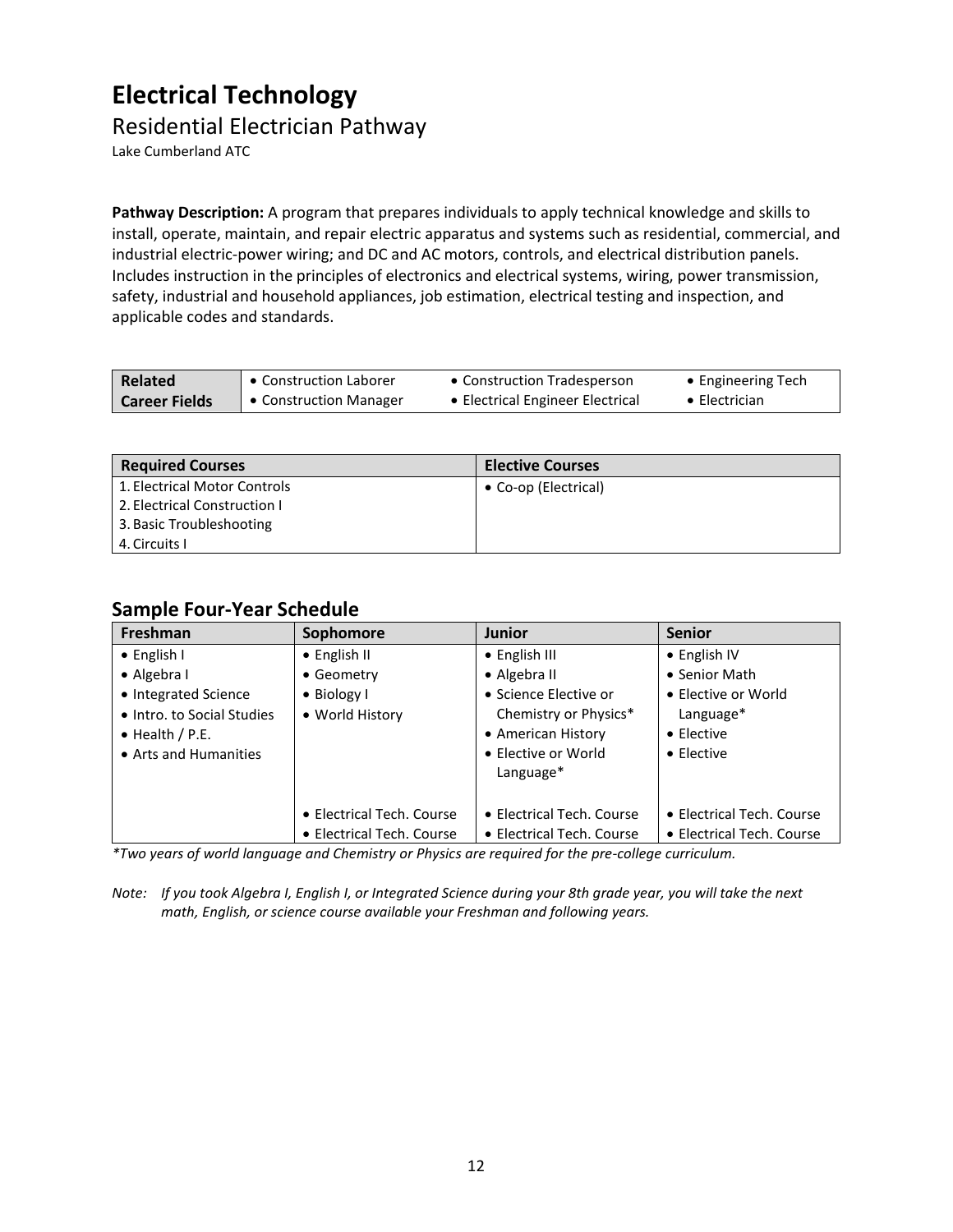# Electrical Technology

## Residential Electrician Pathway

Lake Cumberland ATC

**Pathway Description:** A program that prepares individuals to apply technical knowledge and skills to install, operate, maintain, and repair electric apparatus and systems such as residential, commercial, and industrial electric-power wiring; and DC and AC motors, controls, and electrical distribution panels. Includes instruction in the principles of electronics and electrical systems, wiring, power transmission, safety, industrial and household appliances, job estimation, electrical testing and inspection, and applicable codes and standards.

| **Related Career Fields** | • Construction Laborer<br>• Construction Manager | • Construction Tradesperson<br>• Electrical Engineer Electrical | • Engineering Tech<br>• Electrician |
|---|---|---|---|

| Required Courses | Elective Courses |
|---|---|
| 1. Electrical Motor Controls<br>2. Electrical Construction I<br>3. Basic Troubleshooting<br>4. Circuits I | • Co-op (Electrical) |

### Sample Four-Year Schedule

| Freshman | Sophomore | Junior | Senior |
|---|---|---|---|
| • English I<br>• Algebra I<br>• Integrated Science<br>• Intro. to Social Studies<br>• Health / P.E.<br>• Arts and Humanities | • English II<br>• Geometry<br>• Biology I<br>• World History | • English III<br>• Algebra II<br>• Science Elective or Chemistry or Physics*<br>• American History<br>• Elective or World Language* | • English IV<br>• Senior Math<br>• Elective or World Language*<br>• Elective<br>• Elective |
| | • Electrical Tech. Course<br>• Electrical Tech. Course | • Electrical Tech. Course<br>• Electrical Tech. Course | • Electrical Tech. Course<br>• Electrical Tech. Course |

*\*Two years of world language and Chemistry or Physics are required for the pre-college curriculum.*

*Note: If you took Algebra I, English I, or Integrated Science during your 8th grade year, you will take the next math, English, or science course available your Freshman and following years.*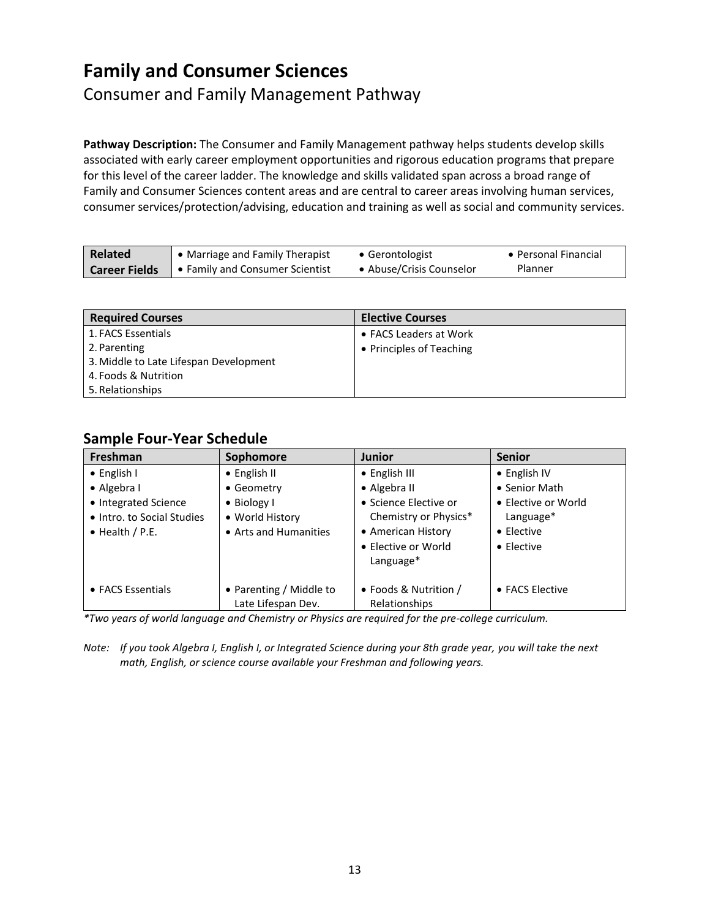# Family and Consumer Sciences

## Consumer and Family Management Pathway

**Pathway Description:** The Consumer and Family Management pathway helps students develop skills associated with early career employment opportunities and rigorous education programs that prepare for this level of the career ladder. The knowledge and skills validated span across a broad range of Family and Consumer Sciences content areas and are central to career areas involving human services, consumer services/protection/advising, education and training as well as social and community services.

| Related Career Fields | | | |
|---|---|---|---|
| | • Marriage and Family Therapist<br>• Family and Consumer Scientist | • Gerontologist<br>• Abuse/Crisis Counselor | • Personal Financial Planner |

| Required Courses | Elective Courses |
|---|---|
| 1. FACS Essentials<br>2. Parenting<br>3. Middle to Late Lifespan Development<br>4. Foods & Nutrition<br>5. Relationships | • FACS Leaders at Work<br>• Principles of Teaching |

### Sample Four-Year Schedule

| Freshman | Sophomore | Junior | Senior |
|---|---|---|---|
| • English I<br>• Algebra I<br>• Integrated Science<br>• Intro. to Social Studies<br>• Health / P.E. | • English II<br>• Geometry<br>• Biology I<br>• World History<br>• Arts and Humanities | • English III<br>• Algebra II<br>• Science Elective or Chemistry or Physics*<br>• American History<br>• Elective or World Language* | • English IV<br>• Senior Math<br>• Elective or World Language*<br>• Elective<br>• Elective |
| • FACS Essentials | • Parenting / Middle to Late Lifespan Dev. | • Foods & Nutrition / Relationships | • FACS Elective |

*\*Two years of world language and Chemistry or Physics are required for the pre-college curriculum.*

*Note: If you took Algebra I, English I, or Integrated Science during your 8th grade year, you will take the next math, English, or science course available your Freshman and following years.*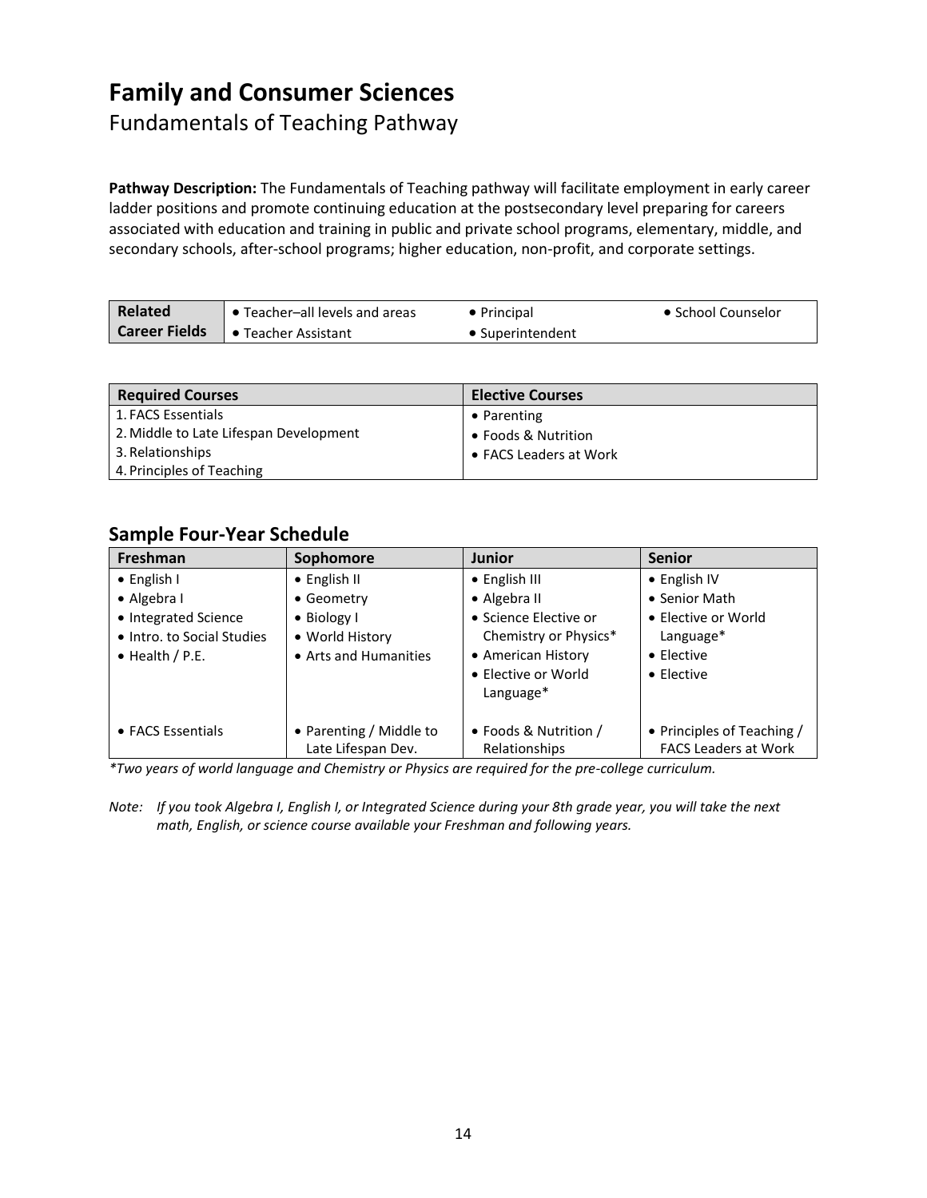# Family and Consumer Sciences

## Fundamentals of Teaching Pathway

**Pathway Description:** The Fundamentals of Teaching pathway will facilitate employment in early career ladder positions and promote continuing education at the postsecondary level preparing for careers associated with education and training in public and private school programs, elementary, middle, and secondary schools, after-school programs; higher education, non-profit, and corporate settings.

| **Related Career Fields** | • Teacher–all levels and areas<br>• Teacher Assistant | • Principal<br>• Superintendent | • School Counselor |
|---|---|---|---|

| Required Courses | Elective Courses |
|---|---|
| 1. FACS Essentials<br>2. Middle to Late Lifespan Development<br>3. Relationships<br>4. Principles of Teaching | • Parenting<br>• Foods & Nutrition<br>• FACS Leaders at Work |

### Sample Four-Year Schedule

| Freshman | Sophomore | Junior | Senior |
|---|---|---|---|
| • English I<br>• Algebra I<br>• Integrated Science<br>• Intro. to Social Studies<br>• Health / P.E. | • English II<br>• Geometry<br>• Biology I<br>• World History<br>• Arts and Humanities | • English III<br>• Algebra II<br>• Science Elective or Chemistry or Physics*<br>• American History<br>• Elective or World Language* | • English IV<br>• Senior Math<br>• Elective or World Language*<br>• Elective<br>• Elective |
| • FACS Essentials | • Parenting / Middle to Late Lifespan Dev. | • Foods & Nutrition / Relationships | • Principles of Teaching / FACS Leaders at Work |

*\*Two years of world language and Chemistry or Physics are required for the pre-college curriculum.*

*Note: If you took Algebra I, English I, or Integrated Science during your 8th grade year, you will take the next math, English, or science course available your Freshman and following years.*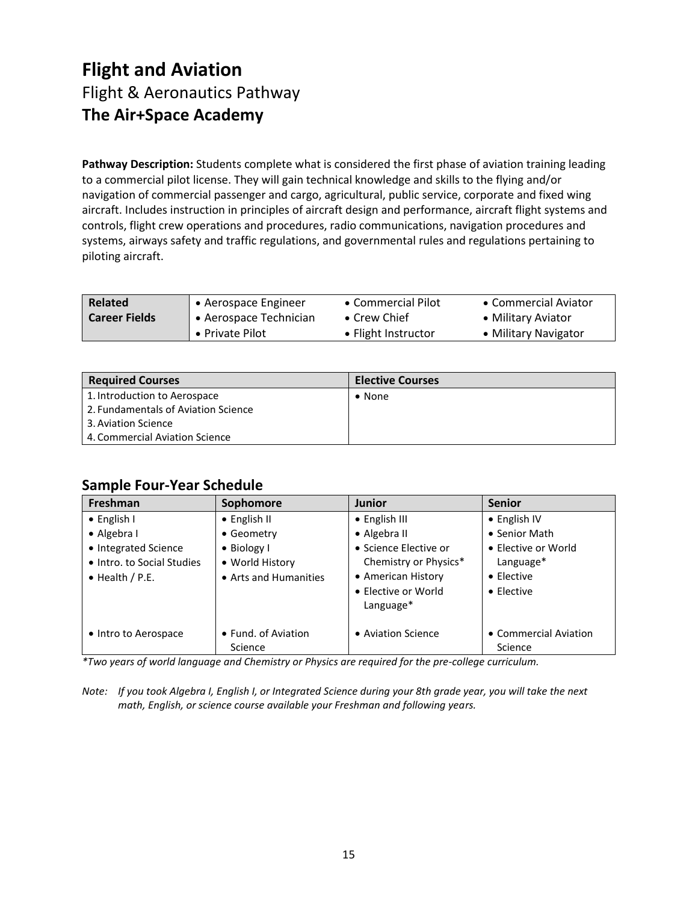# Flight and Aviation

## Flight & Aeronautics Pathway

## The Air+Space Academy

**Pathway Description:** Students complete what is considered the first phase of aviation training leading to a commercial pilot license. They will gain technical knowledge and skills to the flying and/or navigation of commercial passenger and cargo, agricultural, public service, corporate and fixed wing aircraft. Includes instruction in principles of aircraft design and performance, aircraft flight systems and controls, flight crew operations and procedures, radio communications, navigation procedures and systems, airways safety and traffic regulations, and governmental rules and regulations pertaining to piloting aircraft.

| **Related Career Fields** | • Aerospace Engineer<br>• Aerospace Technician<br>• Private Pilot | • Commercial Pilot<br>• Crew Chief<br>• Flight Instructor | • Commercial Aviator<br>• Military Aviator<br>• Military Navigator |
|---|---|---|---|

| Required Courses | Elective Courses |
|---|---|
| 1. Introduction to Aerospace<br>2. Fundamentals of Aviation Science<br>3. Aviation Science<br>4. Commercial Aviation Science | • None |

### Sample Four-Year Schedule

| Freshman | Sophomore | Junior | Senior |
|---|---|---|---|
| • English I<br>• Algebra I<br>• Integrated Science<br>• Intro. to Social Studies<br>• Health / P.E. | • English II<br>• Geometry<br>• Biology I<br>• World History<br>• Arts and Humanities | • English III<br>• Algebra II<br>• Science Elective or Chemistry or Physics*<br>• American History<br>• Elective or World Language* | • English IV<br>• Senior Math<br>• Elective or World Language*<br>• Elective<br>• Elective |
| • Intro to Aerospace | • Fund. of Aviation Science | • Aviation Science | • Commercial Aviation Science |

*\*Two years of world language and Chemistry or Physics are required for the pre-college curriculum.*

*Note: If you took Algebra I, English I, or Integrated Science during your 8th grade year, you will take the next math, English, or science course available your Freshman and following years.*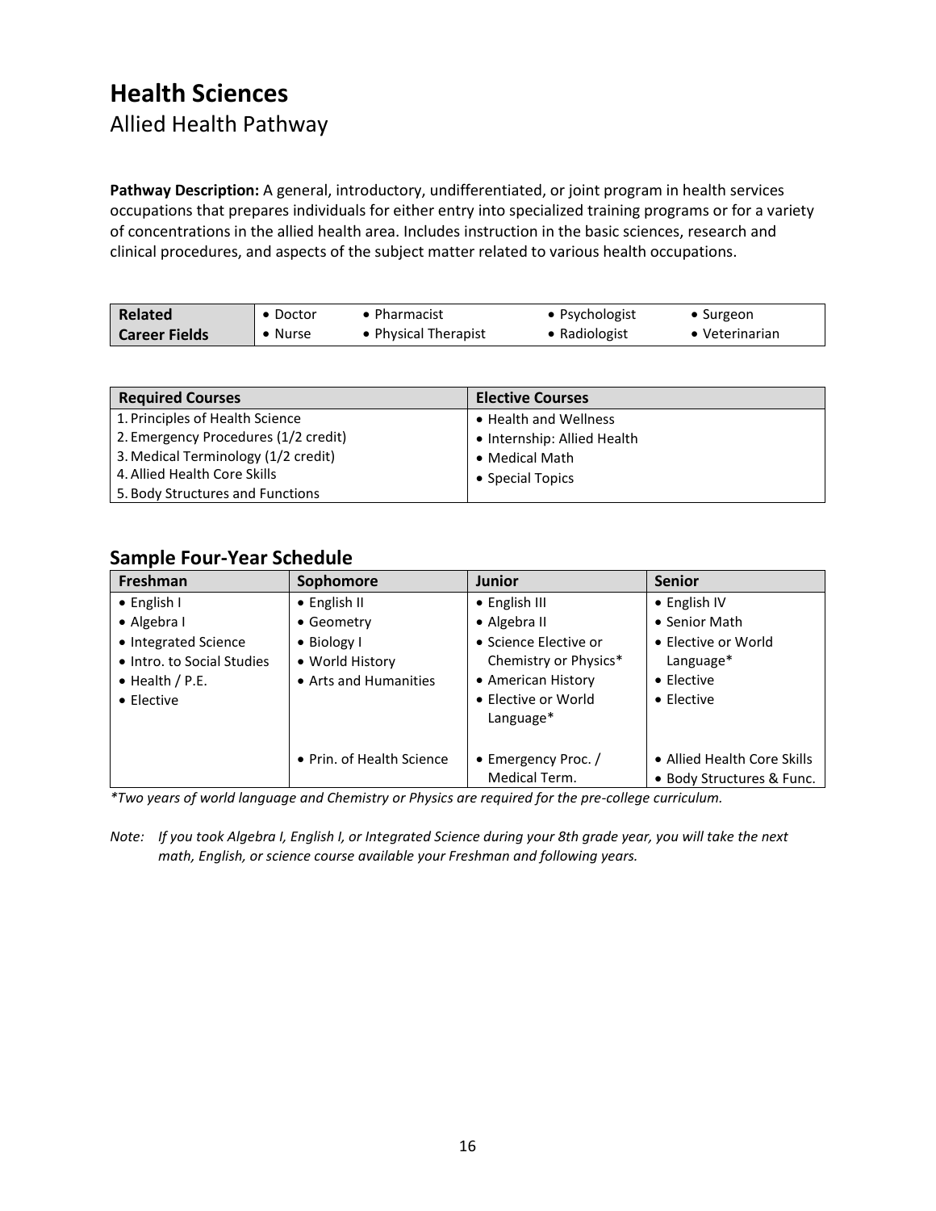# Health Sciences

## Allied Health Pathway

**Pathway Description:** A general, introductory, undifferentiated, or joint program in health services occupations that prepares individuals for either entry into specialized training programs or for a variety of concentrations in the allied health area. Includes instruction in the basic sciences, research and clinical procedures, and aspects of the subject matter related to various health occupations.

| **Related Career Fields** | • Doctor<br>• Nurse | • Pharmacist<br>• Physical Therapist | • Psychologist<br>• Radiologist | • Surgeon<br>• Veterinarian |
|---|---|---|---|---|

| Required Courses | Elective Courses |
|---|---|
| 1. Principles of Health Science<br>2. Emergency Procedures (1/2 credit)<br>3. Medical Terminology (1/2 credit)<br>4. Allied Health Core Skills<br>5. Body Structures and Functions | • Health and Wellness<br>• Internship: Allied Health<br>• Medical Math<br>• Special Topics |

### Sample Four-Year Schedule

| Freshman | Sophomore | Junior | Senior |
|---|---|---|---|
| • English I<br>• Algebra I<br>• Integrated Science<br>• Intro. to Social Studies<br>• Health / P.E.<br>• Elective | • English II<br>• Geometry<br>• Biology I<br>• World History<br>• Arts and Humanities | • English III<br>• Algebra II<br>• Science Elective or Chemistry or Physics*<br>• American History<br>• Elective or World Language* | • English IV<br>• Senior Math<br>• Elective or World Language*<br>• Elective<br>• Elective |
| | • Prin. of Health Science | • Emergency Proc. / Medical Term. | • Allied Health Core Skills<br>• Body Structures & Func. |

*\*Two years of world language and Chemistry or Physics are required for the pre-college curriculum.*

*Note: If you took Algebra I, English I, or Integrated Science during your 8th grade year, you will take the next math, English, or science course available your Freshman and following years.*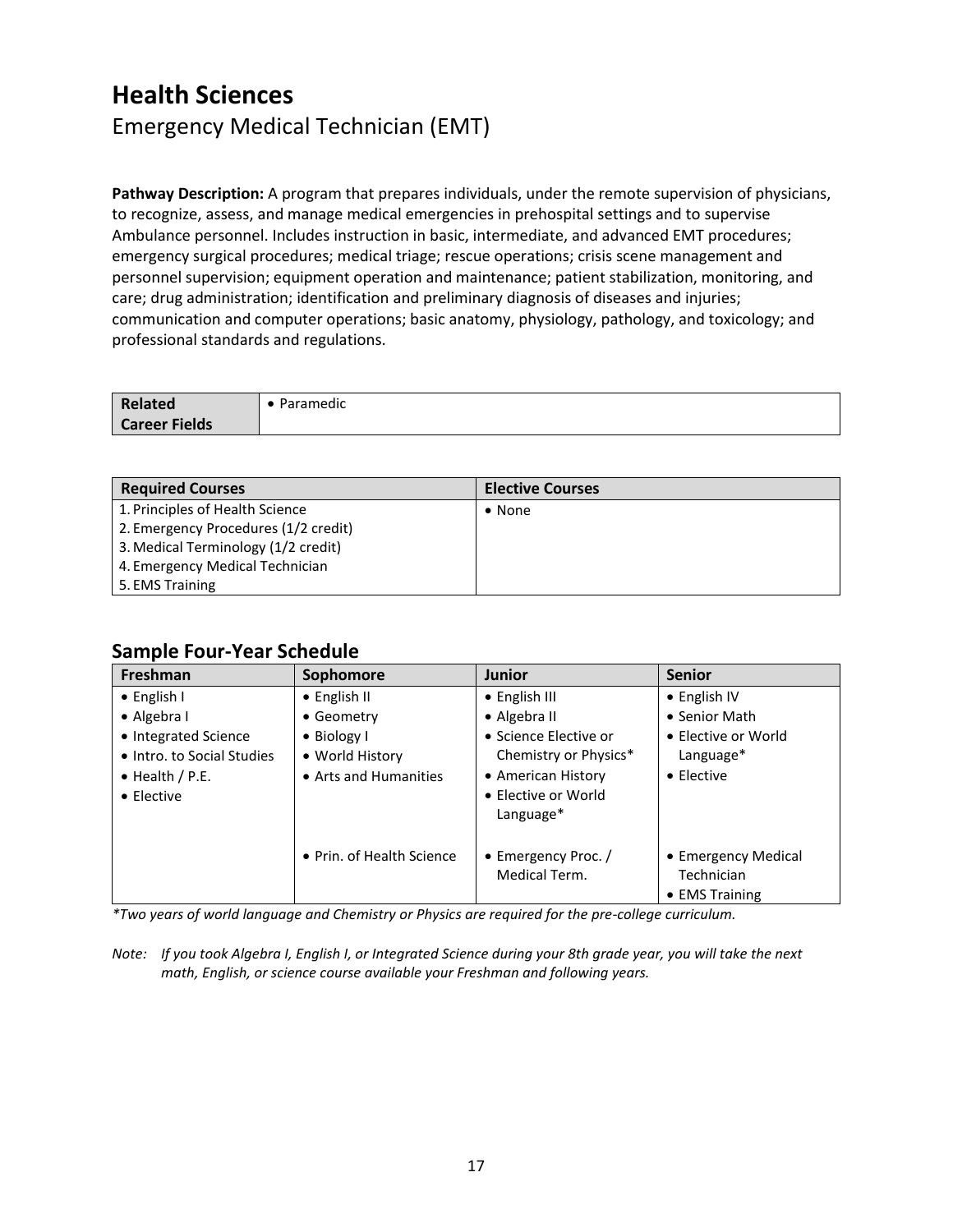# Health Sciences

## Emergency Medical Technician (EMT)

**Pathway Description:** A program that prepares individuals, under the remote supervision of physicians, to recognize, assess, and manage medical emergencies in prehospital settings and to supervise Ambulance personnel. Includes instruction in basic, intermediate, and advanced EMT procedures; emergency surgical procedures; medical triage; rescue operations; crisis scene management and personnel supervision; equipment operation and maintenance; patient stabilization, monitoring, and care; drug administration; identification and preliminary diagnosis of diseases and injuries; communication and computer operations; basic anatomy, physiology, pathology, and toxicology; and professional standards and regulations.

| **Related Career Fields** | • Paramedic |
|---|---|

| Required Courses | Elective Courses |
|---|---|
| 1. Principles of Health Science<br>2. Emergency Procedures (1/2 credit)<br>3. Medical Terminology (1/2 credit)<br>4. Emergency Medical Technician<br>5. EMS Training | • None |

### Sample Four-Year Schedule

| Freshman | Sophomore | Junior | Senior |
|---|---|---|---|
| • English I<br>• Algebra I<br>• Integrated Science<br>• Intro. to Social Studies<br>• Health / P.E.<br>• Elective | • English II<br>• Geometry<br>• Biology I<br>• World History<br>• Arts and Humanities | • English III<br>• Algebra II<br>• Science Elective or Chemistry or Physics*<br>• American History<br>• Elective or World Language* | • English IV<br>• Senior Math<br>• Elective or World Language*<br>• Elective |
| | • Prin. of Health Science | • Emergency Proc. / Medical Term. | • Emergency Medical Technician<br>• EMS Training |

*\*Two years of world language and Chemistry or Physics are required for the pre-college curriculum.*

*Note: If you took Algebra I, English I, or Integrated Science during your 8th grade year, you will take the next math, English, or science course available your Freshman and following years.*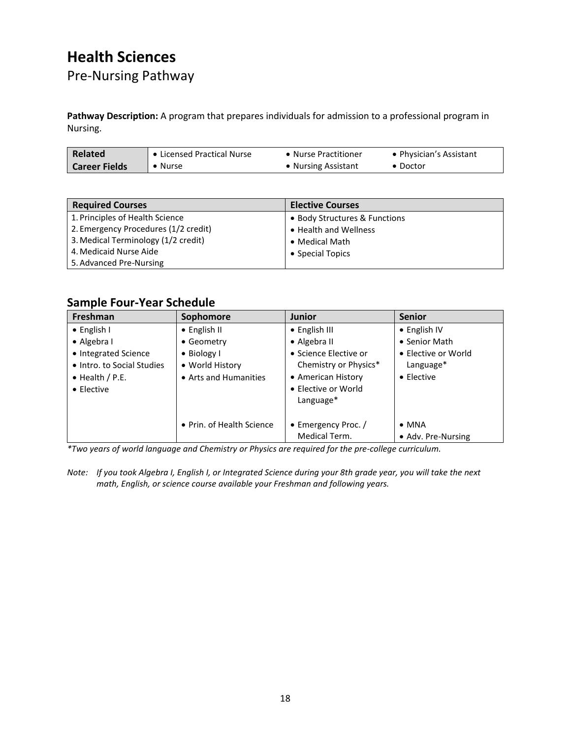# Health Sciences

## Pre-Nursing Pathway

**Pathway Description:** A program that prepares individuals for admission to a professional program in Nursing.

| Related Career Fields | | | |
|---|---|---|---|
| | • Licensed Practical Nurse | • Nurse Practitioner | • Physician's Assistant |
| | • Nurse | • Nursing Assistant | • Doctor |

| Required Courses | Elective Courses |
|---|---|
| 1. Principles of Health Science | • Body Structures & Functions |
| 2. Emergency Procedures (1/2 credit) | • Health and Wellness |
| 3. Medical Terminology (1/2 credit) | • Medical Math |
| 4. Medicaid Nurse Aide | • Special Topics |
| 5. Advanced Pre-Nursing | |

### Sample Four-Year Schedule

| Freshman | Sophomore | Junior | Senior |
|---|---|---|---|
| • English I | • English II | • English III | • English IV |
| • Algebra I | • Geometry | • Algebra II | • Senior Math |
| • Integrated Science | • Biology I | • Science Elective or Chemistry or Physics* | • Elective or World Language* |
| • Intro. to Social Studies | • World History | • American History | • Elective |
| • Health / P.E. | • Arts and Humanities | • Elective or World Language* | |
| • Elective | | | |
| | • Prin. of Health Science | • Emergency Proc. / Medical Term. | • MNA |
| | | | • Adv. Pre-Nursing |

*\*Two years of world language and Chemistry or Physics are required for the pre-college curriculum.*

*Note: If you took Algebra I, English I, or Integrated Science during your 8th grade year, you will take the next math, English, or science course available your Freshman and following years.*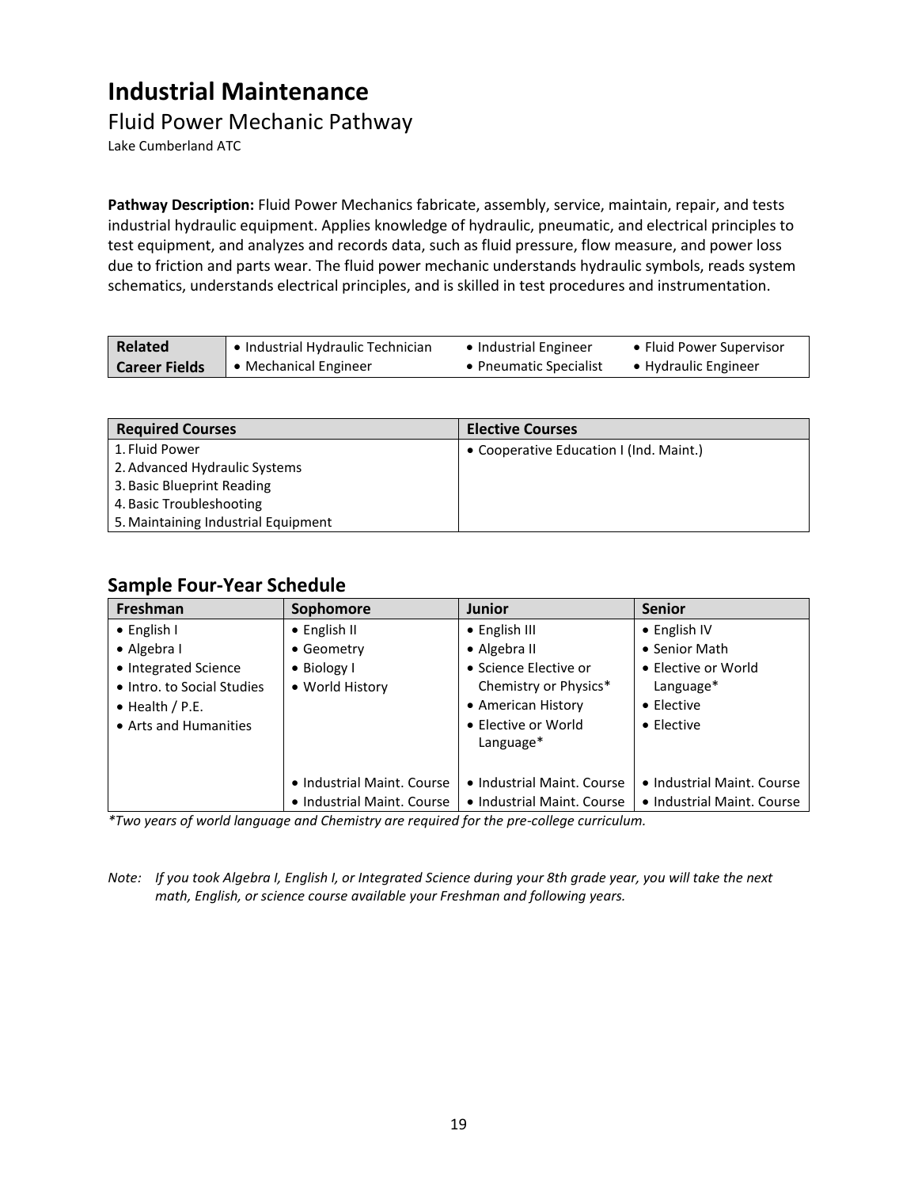# Industrial Maintenance

## Fluid Power Mechanic Pathway

Lake Cumberland ATC

**Pathway Description:** Fluid Power Mechanics fabricate, assembly, service, maintain, repair, and tests industrial hydraulic equipment. Applies knowledge of hydraulic, pneumatic, and electrical principles to test equipment, and analyzes and records data, such as fluid pressure, flow measure, and power loss due to friction and parts wear. The fluid power mechanic understands hydraulic symbols, reads system schematics, understands electrical principles, and is skilled in test procedures and instrumentation.

| Related Career Fields | | | |
|---|---|---|---|
| | • Industrial Hydraulic Technician | • Industrial Engineer | • Fluid Power Supervisor |
| | • Mechanical Engineer | • Pneumatic Specialist | • Hydraulic Engineer |

| Required Courses | Elective Courses |
|---|---|
| 1. Fluid Power | • Cooperative Education I (Ind. Maint.) |
| 2. Advanced Hydraulic Systems | |
| 3. Basic Blueprint Reading | |
| 4. Basic Troubleshooting | |
| 5. Maintaining Industrial Equipment | |

### Sample Four-Year Schedule

| Freshman | Sophomore | Junior | Senior |
|---|---|---|---|
| • English I | • English II | • English III | • English IV |
| • Algebra I | • Geometry | • Algebra II | • Senior Math |
| • Integrated Science | • Biology I | • Science Elective or Chemistry or Physics* | • Elective or World Language* |
| • Intro. to Social Studies | • World History | • American History | • Elective |
| • Health / P.E. | | • Elective or World Language* | • Elective |
| • Arts and Humanities | | | |
| | • Industrial Maint. Course | • Industrial Maint. Course | • Industrial Maint. Course |
| | • Industrial Maint. Course | • Industrial Maint. Course | • Industrial Maint. Course |

*\*Two years of world language and Chemistry are required for the pre-college curriculum.*

*Note: If you took Algebra I, English I, or Integrated Science during your 8th grade year, you will take the next math, English, or science course available your Freshman and following years.*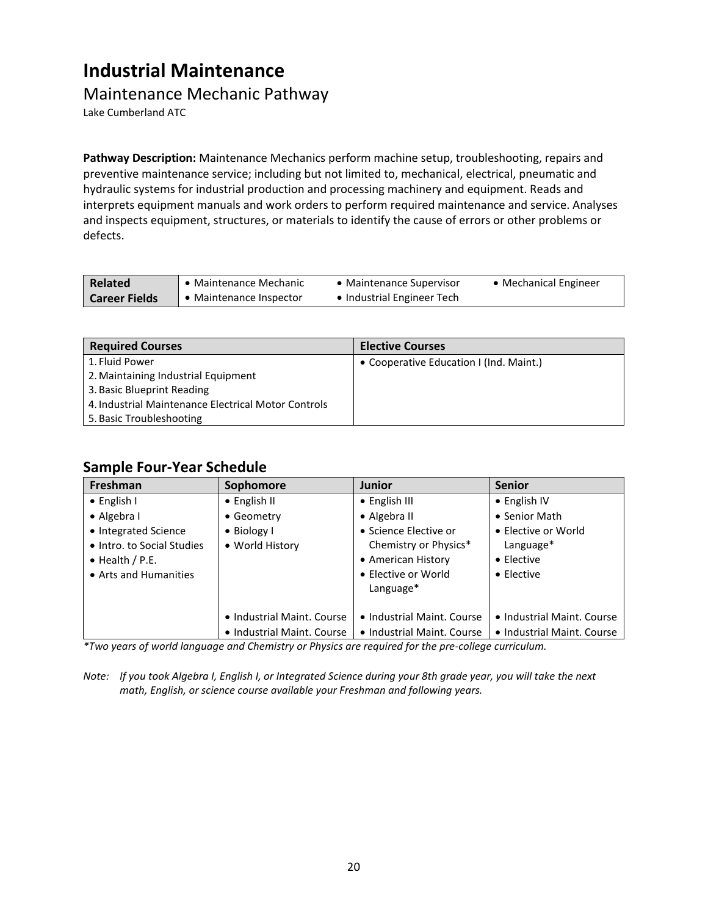# Industrial Maintenance

## Maintenance Mechanic Pathway

Lake Cumberland ATC

**Pathway Description:** Maintenance Mechanics perform machine setup, troubleshooting, repairs and preventive maintenance service; including but not limited to, mechanical, electrical, pneumatic and hydraulic systems for industrial production and processing machinery and equipment. Reads and interprets equipment manuals and work orders to perform required maintenance and service. Analyses and inspects equipment, structures, or materials to identify the cause of errors or other problems or defects.

| Related Career Fields | | | |
|---|---|---|---|
| | • Maintenance Mechanic<br>• Maintenance Inspector | • Maintenance Supervisor<br>• Industrial Engineer Tech | • Mechanical Engineer |

| Required Courses | Elective Courses |
|---|---|
| 1. Fluid Power<br>2. Maintaining Industrial Equipment<br>3. Basic Blueprint Reading<br>4. Industrial Maintenance Electrical Motor Controls<br>5. Basic Troubleshooting | • Cooperative Education I (Ind. Maint.) |

### Sample Four-Year Schedule

| Freshman | Sophomore | Junior | Senior |
|---|---|---|---|
| • English I<br>• Algebra I<br>• Integrated Science<br>• Intro. to Social Studies<br>• Health / P.E.<br>• Arts and Humanities | • English II<br>• Geometry<br>• Biology I<br>• World History | • English III<br>• Algebra II<br>• Science Elective or Chemistry or Physics*<br>• American History<br>• Elective or World Language* | • English IV<br>• Senior Math<br>• Elective or World Language*<br>• Elective<br>• Elective |
| | • Industrial Maint. Course<br>• Industrial Maint. Course | • Industrial Maint. Course<br>• Industrial Maint. Course | • Industrial Maint. Course<br>• Industrial Maint. Course |

*\*Two years of world language and Chemistry or Physics are required for the pre-college curriculum.*

*Note: If you took Algebra I, English I, or Integrated Science during your 8th grade year, you will take the next math, English, or science course available your Freshman and following years.*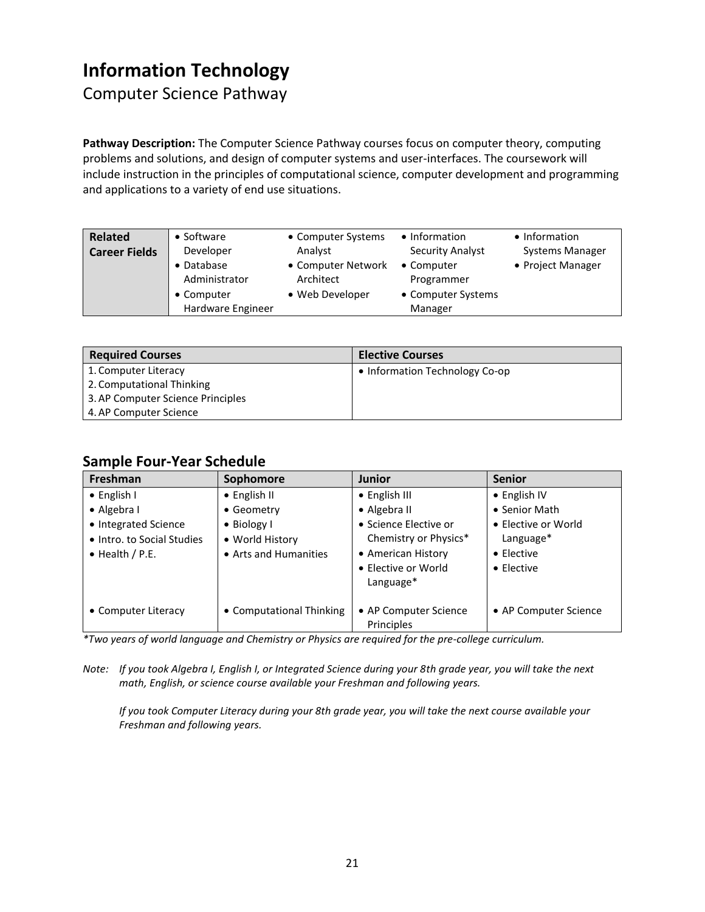# Information Technology

## Computer Science Pathway

**Pathway Description:** The Computer Science Pathway courses focus on computer theory, computing problems and solutions, and design of computer systems and user-interfaces. The coursework will include instruction in the principles of computational science, computer development and programming and applications to a variety of end use situations.

| **Related Career Fields** | | | | |
|---|---|---|---|---|
| | • Software Developer<br>• Database Administrator<br>• Computer Hardware Engineer | • Computer Systems Analyst<br>• Computer Network Architect<br>• Web Developer | • Information Security Analyst<br>• Computer Programmer<br>• Computer Systems Manager | • Information Systems Manager<br>• Project Manager |

| Required Courses | Elective Courses |
|---|---|
| 1. Computer Literacy<br>2. Computational Thinking<br>3. AP Computer Science Principles<br>4. AP Computer Science | • Information Technology Co-op |

### Sample Four-Year Schedule

| Freshman | Sophomore | Junior | Senior |
|---|---|---|---|
| • English I<br>• Algebra I<br>• Integrated Science<br>• Intro. to Social Studies<br>• Health / P.E. | • English II<br>• Geometry<br>• Biology I<br>• World History<br>• Arts and Humanities | • English III<br>• Algebra II<br>• Science Elective or Chemistry or Physics*<br>• American History<br>• Elective or World Language* | • English IV<br>• Senior Math<br>• Elective or World Language*<br>• Elective<br>• Elective |
| • Computer Literacy | • Computational Thinking | • AP Computer Science Principles | • AP Computer Science |

*\*Two years of world language and Chemistry or Physics are required for the pre-college curriculum.*

*Note: If you took Algebra I, English I, or Integrated Science during your 8th grade year, you will take the next math, English, or science course available your Freshman and following years.*

*If you took Computer Literacy during your 8th grade year, you will take the next course available your Freshman and following years.*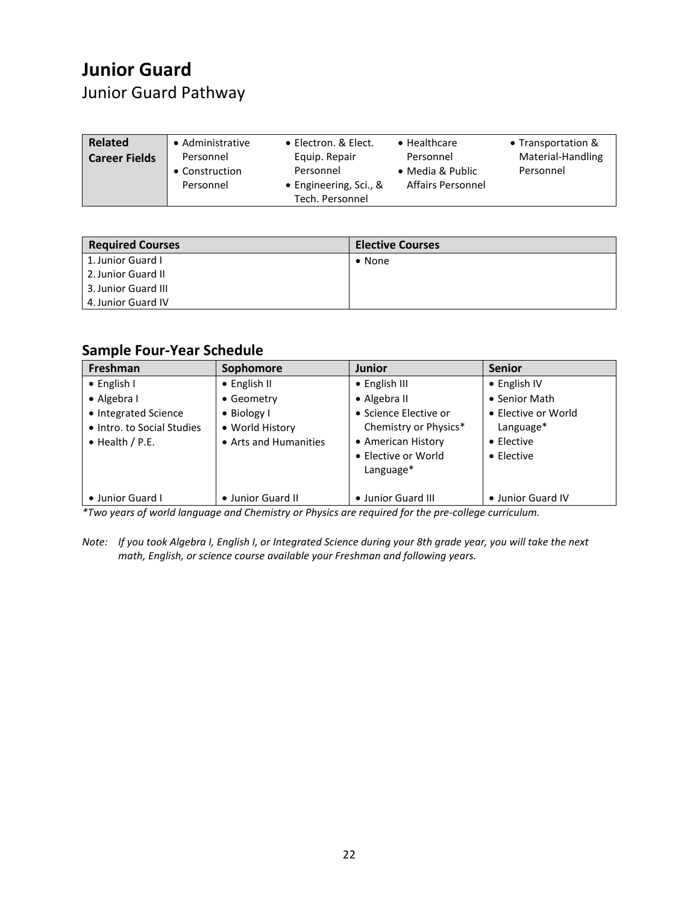# Junior Guard

Junior Guard Pathway

| Related Career Fields | | | | |
|---|---|---|---|---|
| | • Administrative Personnel<br>• Construction Personnel | • Electron. & Elect. Equip. Repair Personnel<br>• Engineering, Sci., & Tech. Personnel | • Healthcare Personnel<br>• Media & Public Affairs Personnel | • Transportation & Material-Handling Personnel |

| Required Courses | Elective Courses |
|---|---|
| 1. Junior Guard I<br>2. Junior Guard II<br>3. Junior Guard III<br>4. Junior Guard IV | • None |

## Sample Four-Year Schedule

| Freshman | Sophomore | Junior | Senior |
|---|---|---|---|
| • English I<br>• Algebra I<br>• Integrated Science<br>• Intro. to Social Studies<br>• Health / P.E. | • English II<br>• Geometry<br>• Biology I<br>• World History<br>• Arts and Humanities | • English III<br>• Algebra II<br>• Science Elective or Chemistry or Physics*<br>• American History<br>• Elective or World Language* | • English IV<br>• Senior Math<br>• Elective or World Language*<br>• Elective<br>• Elective |
| • Junior Guard I | • Junior Guard II | • Junior Guard III | • Junior Guard IV |

*\*Two years of world language and Chemistry or Physics are required for the pre-college curriculum.*

*Note: If you took Algebra I, English I, or Integrated Science during your 8th grade year, you will take the next math, English, or science course available your Freshman and following years.*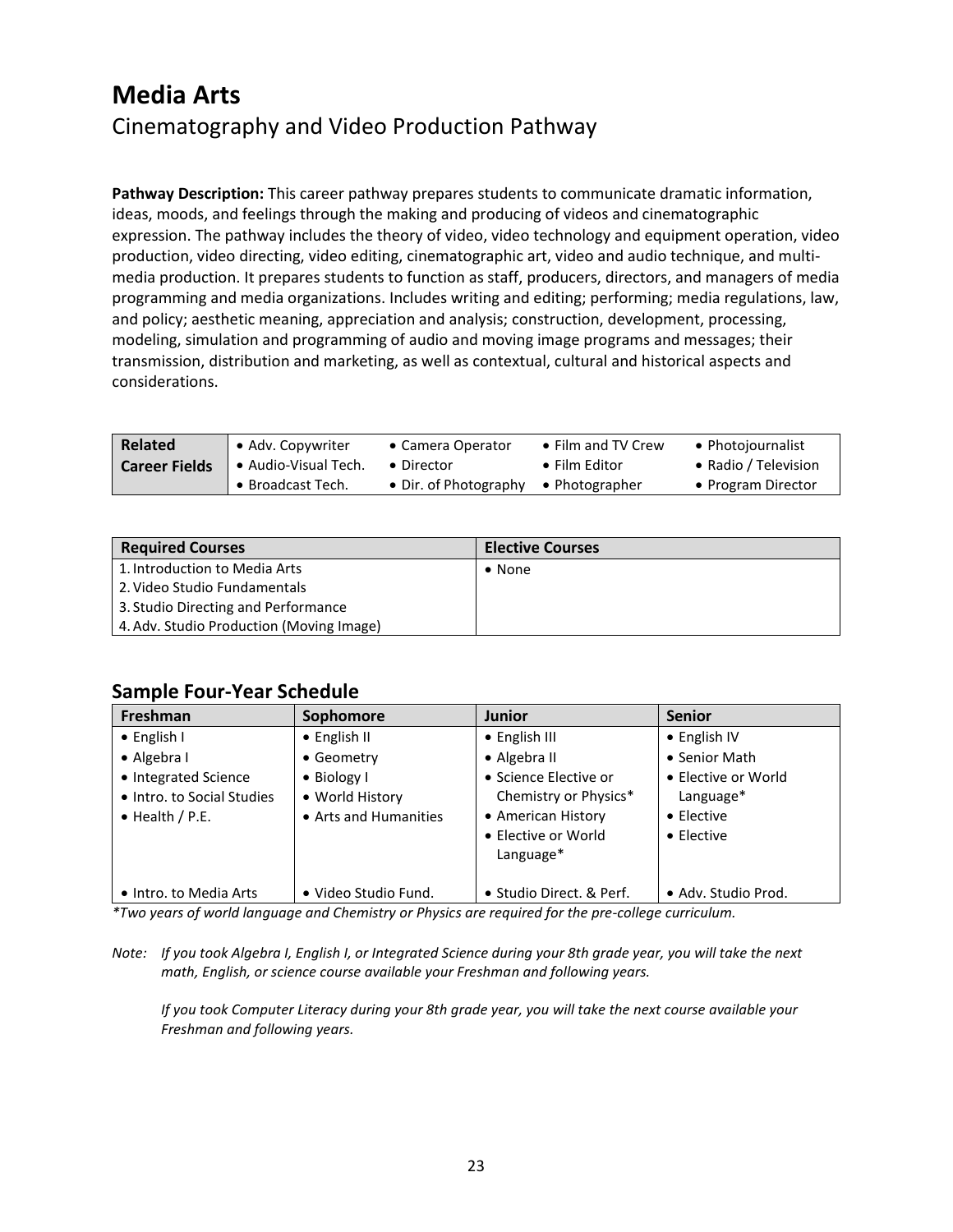# Media Arts

## Cinematography and Video Production Pathway

**Pathway Description:** This career pathway prepares students to communicate dramatic information, ideas, moods, and feelings through the making and producing of videos and cinematographic expression. The pathway includes the theory of video, video technology and equipment operation, video production, video directing, video editing, cinematographic art, video and audio technique, and multi-media production. It prepares students to function as staff, producers, directors, and managers of media programming and media organizations. Includes writing and editing; performing; media regulations, law, and policy; aesthetic meaning, appreciation and analysis; construction, development, processing, modeling, simulation and programming of audio and moving image programs and messages; their transmission, distribution and marketing, as well as contextual, cultural and historical aspects and considerations.

| **Related Career Fields** | • Adv. Copywriter<br>• Audio-Visual Tech.<br>• Broadcast Tech. | • Camera Operator<br>• Director<br>• Dir. of Photography | • Film and TV Crew<br>• Film Editor<br>• Photographer | • Photojournalist<br>• Radio / Television<br>• Program Director |
|---|---|---|---|---|

| Required Courses | Elective Courses |
|---|---|
| 1. Introduction to Media Arts | • None |
| 2. Video Studio Fundamentals | |
| 3. Studio Directing and Performance | |
| 4. Adv. Studio Production (Moving Image) | |

## Sample Four-Year Schedule

| Freshman | Sophomore | Junior | Senior |
|---|---|---|---|
| • English I<br>• Algebra I<br>• Integrated Science<br>• Intro. to Social Studies<br>• Health / P.E. | • English II<br>• Geometry<br>• Biology I<br>• World History<br>• Arts and Humanities | • English III<br>• Algebra II<br>• Science Elective or Chemistry or Physics*<br>• American History<br>• Elective or World Language* | • English IV<br>• Senior Math<br>• Elective or World Language*<br>• Elective<br>• Elective |
| • Intro. to Media Arts | • Video Studio Fund. | • Studio Direct. & Perf. | • Adv. Studio Prod. |

*\*Two years of world language and Chemistry or Physics are required for the pre-college curriculum.*

*Note: If you took Algebra I, English I, or Integrated Science during your 8th grade year, you will take the next math, English, or science course available your Freshman and following years.*

*If you took Computer Literacy during your 8th grade year, you will take the next course available your Freshman and following years.*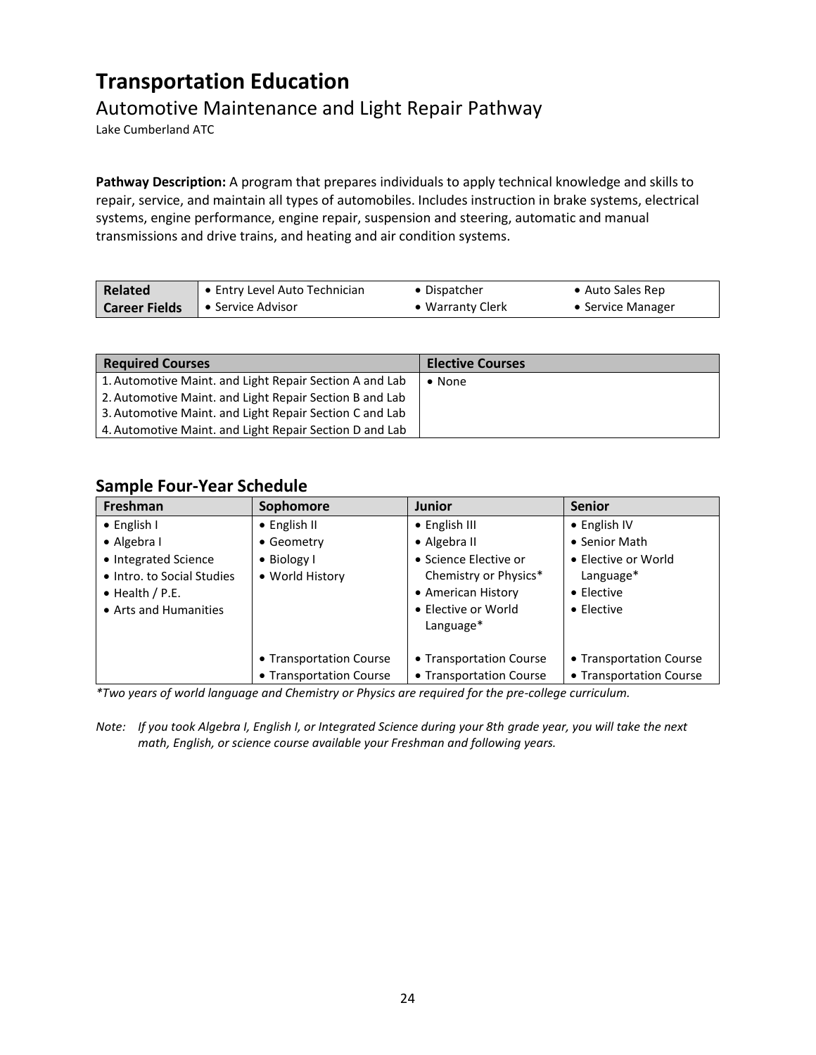# Transportation Education

## Automotive Maintenance and Light Repair Pathway

Lake Cumberland ATC

**Pathway Description:** A program that prepares individuals to apply technical knowledge and skills to repair, service, and maintain all types of automobiles. Includes instruction in brake systems, electrical systems, engine performance, engine repair, suspension and steering, automatic and manual transmissions and drive trains, and heating and air condition systems.

| Related Career Fields | | | |
|---|---|---|---|
| | • Entry Level Auto Technician | • Dispatcher | • Auto Sales Rep |
| | • Service Advisor | • Warranty Clerk | • Service Manager |

| Required Courses | Elective Courses |
|---|---|
| 1. Automotive Maint. and Light Repair Section A and Lab | • None |
| 2. Automotive Maint. and Light Repair Section B and Lab | |
| 3. Automotive Maint. and Light Repair Section C and Lab | |
| 4. Automotive Maint. and Light Repair Section D and Lab | |

### Sample Four-Year Schedule

| Freshman | Sophomore | Junior | Senior |
|---|---|---|---|
| • English I | • English II | • English III | • English IV |
| • Algebra I | • Geometry | • Algebra II | • Senior Math |
| • Integrated Science | • Biology I | • Science Elective or Chemistry or Physics* | • Elective or World Language* |
| • Intro. to Social Studies | • World History | • American History | • Elective |
| • Health / P.E. | | • Elective or World Language* | • Elective |
| • Arts and Humanities | | | |
| | • Transportation Course | • Transportation Course | • Transportation Course |
| | • Transportation Course | • Transportation Course | • Transportation Course |

*\*Two years of world language and Chemistry or Physics are required for the pre-college curriculum.*

*Note: If you took Algebra I, English I, or Integrated Science during your 8th grade year, you will take the next math, English, or science course available your Freshman and following years.*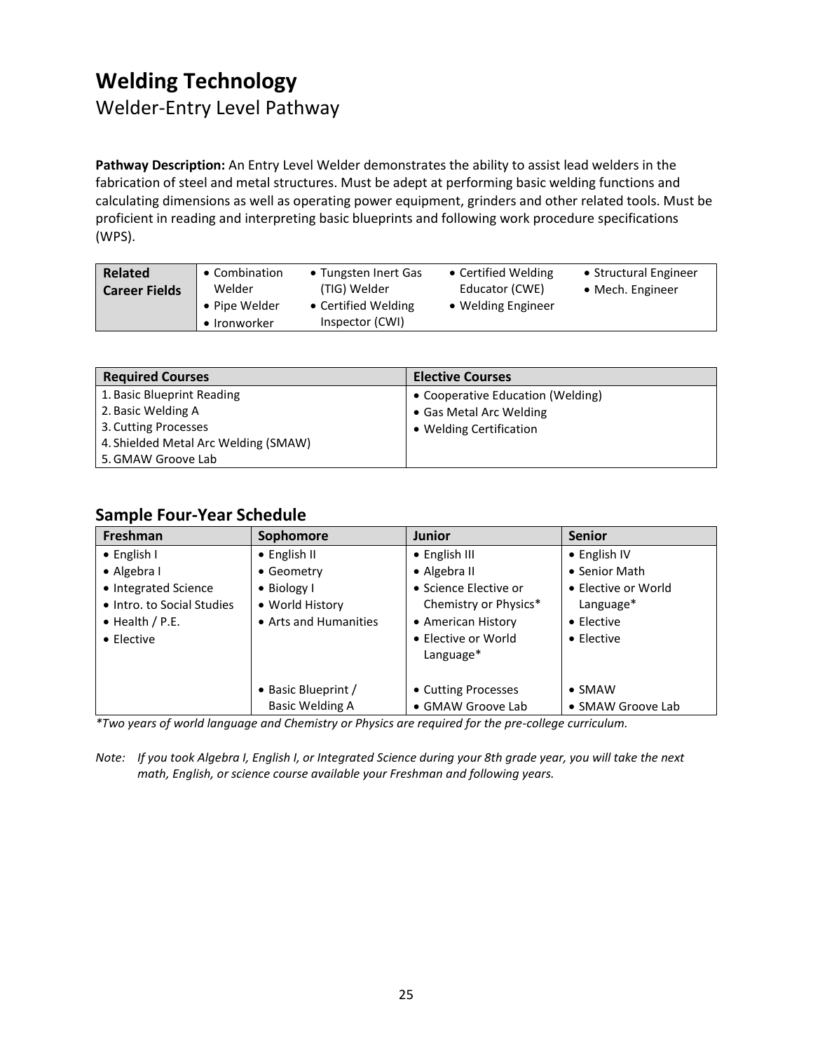# Welding Technology

## Welder-Entry Level Pathway

**Pathway Description:** An Entry Level Welder demonstrates the ability to assist lead welders in the fabrication of steel and metal structures. Must be adept at performing basic welding functions and calculating dimensions as well as operating power equipment, grinders and other related tools. Must be proficient in reading and interpreting basic blueprints and following work procedure specifications (WPS).

| **Related Career Fields** | | | | |
|---|---|---|---|---|
| | • Combination Welder<br>• Pipe Welder<br>• Ironworker | • Tungsten Inert Gas (TIG) Welder<br>• Certified Welding Inspector (CWI) | • Certified Welding Educator (CWE)<br>• Welding Engineer | • Structural Engineer<br>• Mech. Engineer |

| Required Courses | Elective Courses |
|---|---|
| 1. Basic Blueprint Reading | • Cooperative Education (Welding) |
| 2. Basic Welding A | • Gas Metal Arc Welding |
| 3. Cutting Processes | • Welding Certification |
| 4. Shielded Metal Arc Welding (SMAW) | |
| 5. GMAW Groove Lab | |

## Sample Four-Year Schedule

| Freshman | Sophomore | Junior | Senior |
|---|---|---|---|
| • English I<br>• Algebra I<br>• Integrated Science<br>• Intro. to Social Studies<br>• Health / P.E.<br>• Elective | • English II<br>• Geometry<br>• Biology I<br>• World History<br>• Arts and Humanities | • English III<br>• Algebra II<br>• Science Elective or Chemistry or Physics*<br>• American History<br>• Elective or World Language* | • English IV<br>• Senior Math<br>• Elective or World Language*<br>• Elective<br>• Elective |
| | • Basic Blueprint / Basic Welding A | • Cutting Processes<br>• GMAW Groove Lab | • SMAW<br>• SMAW Groove Lab |

*\*Two years of world language and Chemistry or Physics are required for the pre-college curriculum.*

*Note: If you took Algebra I, English I, or Integrated Science during your 8th grade year, you will take the next math, English, or science course available your Freshman and following years.*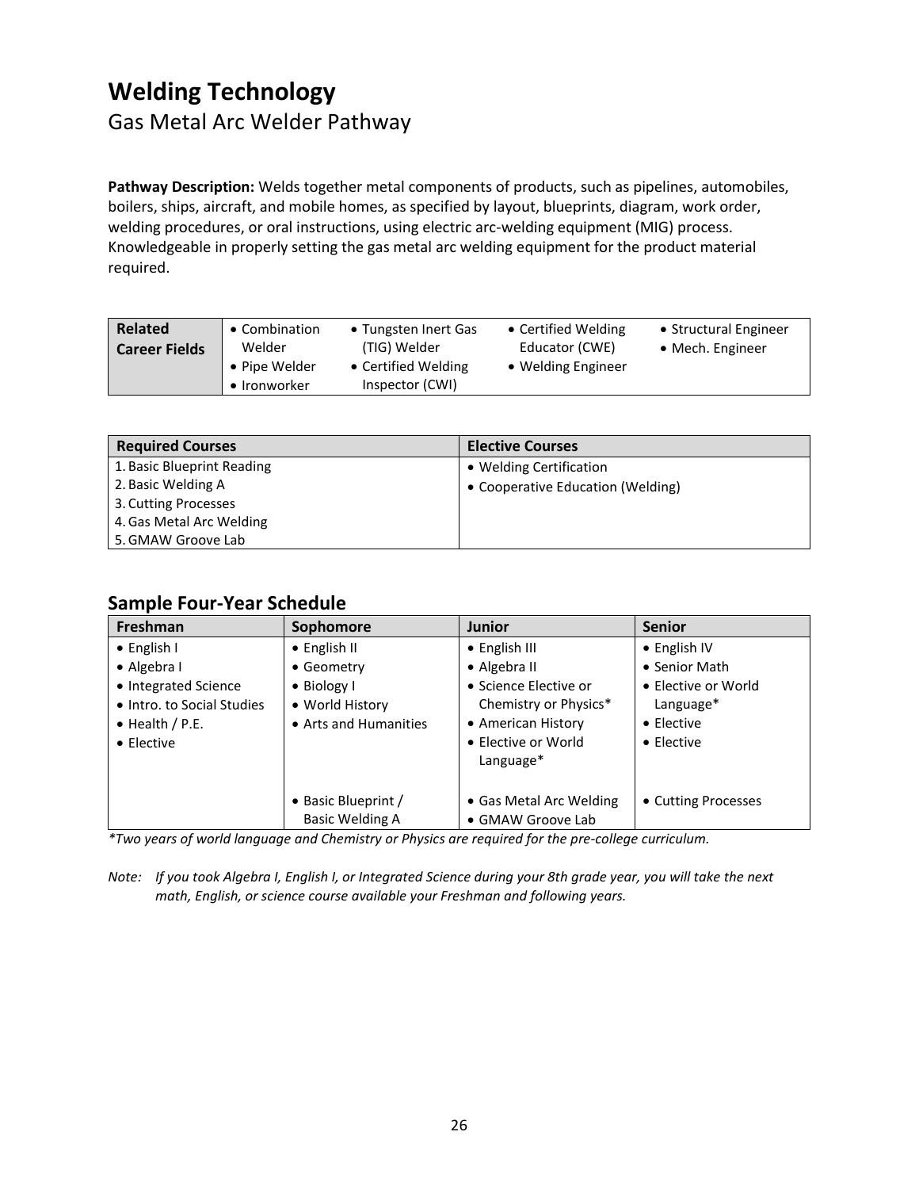# Welding Technology

## Gas Metal Arc Welder Pathway

**Pathway Description:** Welds together metal components of products, such as pipelines, automobiles, boilers, ships, aircraft, and mobile homes, as specified by layout, blueprints, diagram, work order, welding procedures, or oral instructions, using electric arc-welding equipment (MIG) process. Knowledgeable in properly setting the gas metal arc welding equipment for the product material required.

| **Related Career Fields** | • Combination Welder<br>• Pipe Welder<br>• Ironworker | • Tungsten Inert Gas (TIG) Welder<br>• Certified Welding Inspector (CWI) | • Certified Welding Educator (CWE)<br>• Welding Engineer | • Structural Engineer<br>• Mech. Engineer |
|---|---|---|---|---|

| Required Courses | Elective Courses |
|---|---|
| 1. Basic Blueprint Reading | • Welding Certification |
| 2. Basic Welding A | • Cooperative Education (Welding) |
| 3. Cutting Processes | |
| 4. Gas Metal Arc Welding | |
| 5. GMAW Groove Lab | |

## Sample Four-Year Schedule

| Freshman | Sophomore | Junior | Senior |
|---|---|---|---|
| • English I<br>• Algebra I<br>• Integrated Science<br>• Intro. to Social Studies<br>• Health / P.E.<br>• Elective | • English II<br>• Geometry<br>• Biology I<br>• World History<br>• Arts and Humanities | • English III<br>• Algebra II<br>• Science Elective or Chemistry or Physics*<br>• American History<br>• Elective or World Language* | • English IV<br>• Senior Math<br>• Elective or World Language*<br>• Elective<br>• Elective |
| | • Basic Blueprint / Basic Welding A | • Gas Metal Arc Welding<br>• GMAW Groove Lab | • Cutting Processes |

*\*Two years of world language and Chemistry or Physics are required for the pre-college curriculum.*

*Note: If you took Algebra I, English I, or Integrated Science during your 8th grade year, you will take the next math, English, or science course available your Freshman and following years.*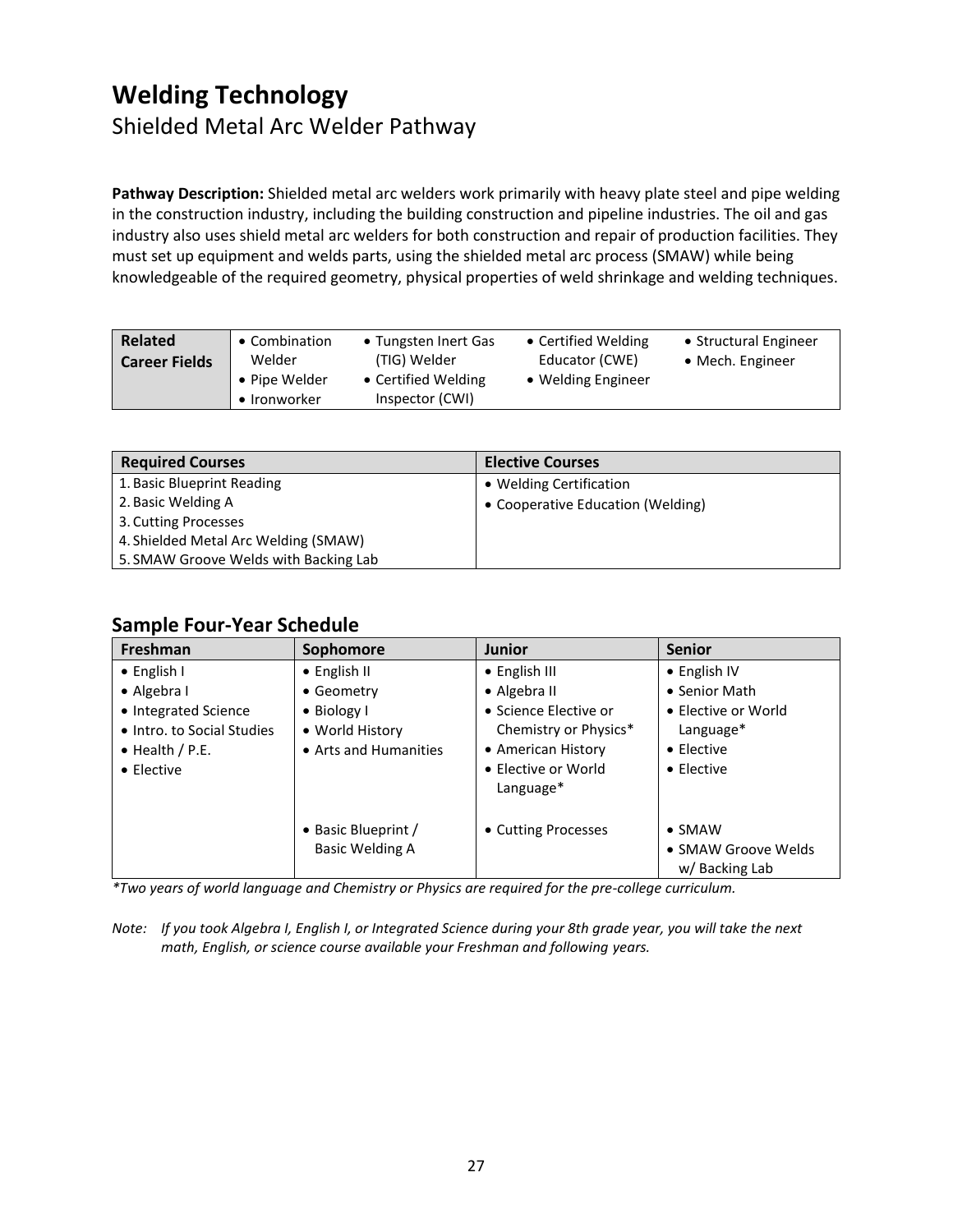# Welding Technology

## Shielded Metal Arc Welder Pathway

**Pathway Description:** Shielded metal arc welders work primarily with heavy plate steel and pipe welding in the construction industry, including the building construction and pipeline industries. The oil and gas industry also uses shield metal arc welders for both construction and repair of production facilities. They must set up equipment and welds parts, using the shielded metal arc process (SMAW) while being knowledgeable of the required geometry, physical properties of weld shrinkage and welding techniques.

| **Related Career Fields** | • Combination Welder<br>• Pipe Welder<br>• Ironworker | • Tungsten Inert Gas (TIG) Welder<br>• Certified Welding Inspector (CWI) | • Certified Welding Educator (CWE)<br>• Welding Engineer | • Structural Engineer<br>• Mech. Engineer |
|---|---|---|---|---|

| Required Courses | Elective Courses |
|---|---|
| 1. Basic Blueprint Reading | • Welding Certification |
| 2. Basic Welding A | • Cooperative Education (Welding) |
| 3. Cutting Processes | |
| 4. Shielded Metal Arc Welding (SMAW) | |
| 5. SMAW Groove Welds with Backing Lab | |

## Sample Four-Year Schedule

| Freshman | Sophomore | Junior | Senior |
|---|---|---|---|
| • English I<br>• Algebra I<br>• Integrated Science<br>• Intro. to Social Studies<br>• Health / P.E.<br>• Elective | • English II<br>• Geometry<br>• Biology I<br>• World History<br>• Arts and Humanities | • English III<br>• Algebra II<br>• Science Elective or Chemistry or Physics*<br>• American History<br>• Elective or World Language* | • English IV<br>• Senior Math<br>• Elective or World Language*<br>• Elective<br>• Elective |
| | • Basic Blueprint / Basic Welding A | • Cutting Processes | • SMAW<br>• SMAW Groove Welds w/ Backing Lab |

*\*Two years of world language and Chemistry or Physics are required for the pre-college curriculum.*

*Note: If you took Algebra I, English I, or Integrated Science during your 8th grade year, you will take the next math, English, or science course available your Freshman and following years.*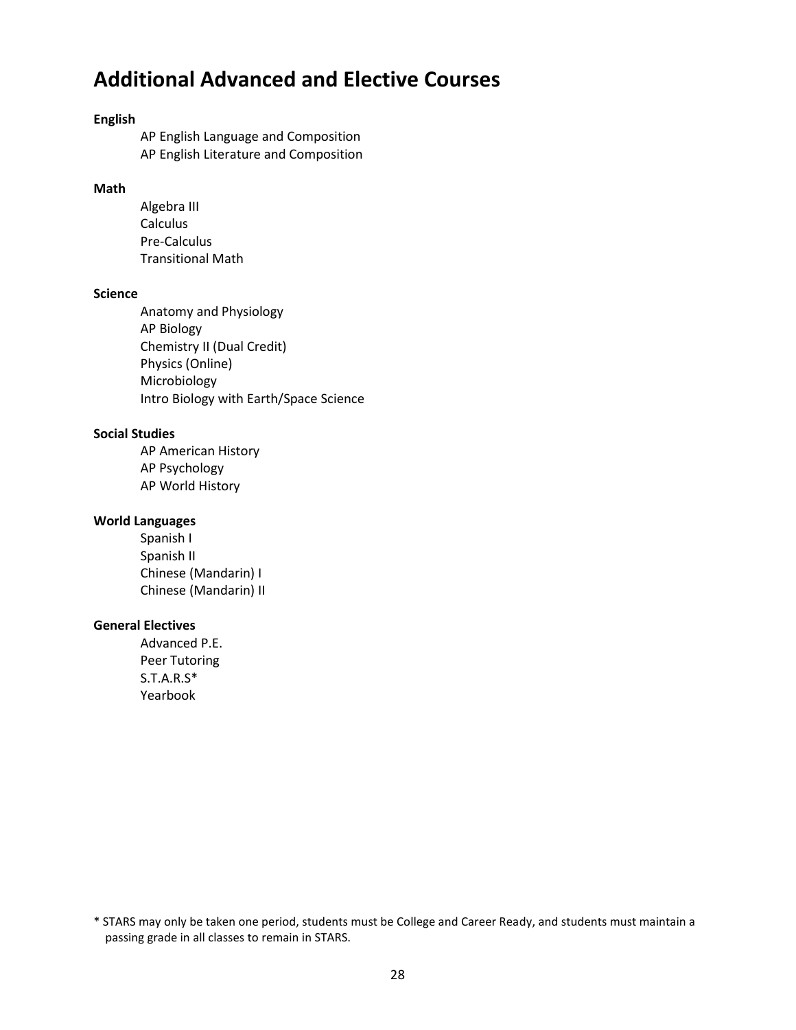# Additional Advanced and Elective Courses

**English**

- AP English Language and Composition
- AP English Literature and Composition

**Math**

- Algebra III
- Calculus
- Pre-Calculus
- Transitional Math

**Science**

- Anatomy and Physiology
- AP Biology
- Chemistry II (Dual Credit)
- Physics (Online)
- Microbiology
- Intro Biology with Earth/Space Science

**Social Studies**

- AP American History
- AP Psychology
- AP World History

**World Languages**

- Spanish I
- Spanish II
- Chinese (Mandarin) I
- Chinese (Mandarin) II

**General Electives**

- Advanced P.E.
- Peer Tutoring
- S.T.A.R.S*
- Yearbook

* STARS may only be taken one period, students must be College and Career Ready, and students must maintain a passing grade in all classes to remain in STARS.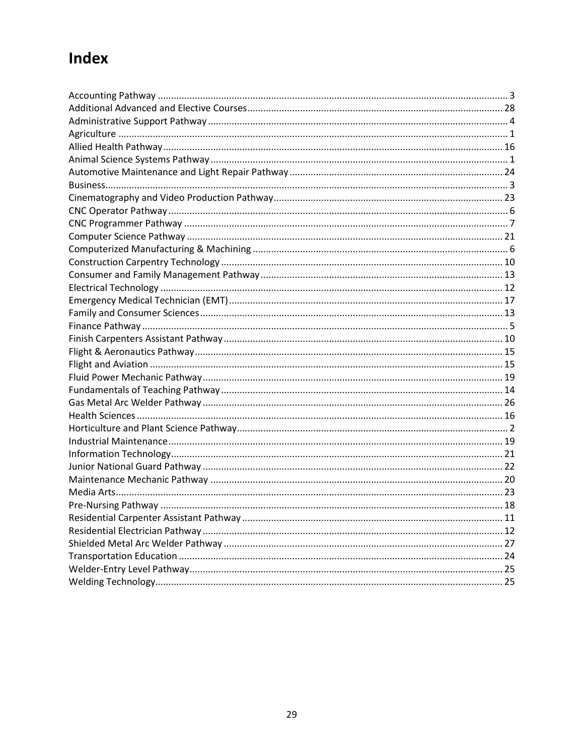# Index

Accounting Pathway ............................................................ 3
Additional Advanced and Elective Courses ............................................................ 28
Administrative Support Pathway ............................................................ 4
Agriculture ............................................................ 1
Allied Health Pathway ............................................................ 16
Animal Science Systems Pathway ............................................................ 1
Automotive Maintenance and Light Repair Pathway ............................................................ 24
Business ............................................................ 3
Cinematography and Video Production Pathway ............................................................ 23
CNC Operator Pathway ............................................................ 6
CNC Programmer Pathway ............................................................ 7
Computer Science Pathway ............................................................ 21
Computerized Manufacturing & Machining ............................................................ 6
Construction Carpentry Technology ............................................................ 10
Consumer and Family Management Pathway ............................................................ 13
Electrical Technology ............................................................ 12
Emergency Medical Technician (EMT) ............................................................ 17
Family and Consumer Sciences ............................................................ 13
Finance Pathway ............................................................ 5
Finish Carpenters Assistant Pathway ............................................................ 10
Flight & Aeronautics Pathway ............................................................ 15
Flight and Aviation ............................................................ 15
Fluid Power Mechanic Pathway ............................................................ 19
Fundamentals of Teaching Pathway ............................................................ 14
Gas Metal Arc Welder Pathway ............................................................ 26
Health Sciences ............................................................ 16
Horticulture and Plant Science Pathway ............................................................ 2
Industrial Maintenance ............................................................ 19
Information Technology ............................................................ 21
Junior National Guard Pathway ............................................................ 22
Maintenance Mechanic Pathway ............................................................ 20
Media Arts ............................................................ 23
Pre-Nursing Pathway ............................................................ 18
Residential Carpenter Assistant Pathway ............................................................ 11
Residential Electrician Pathway ............................................................ 12
Shielded Metal Arc Welder Pathway ............................................................ 27
Transportation Education ............................................................ 24
Welder-Entry Level Pathway ............................................................ 25
Welding Technology ............................................................ 25